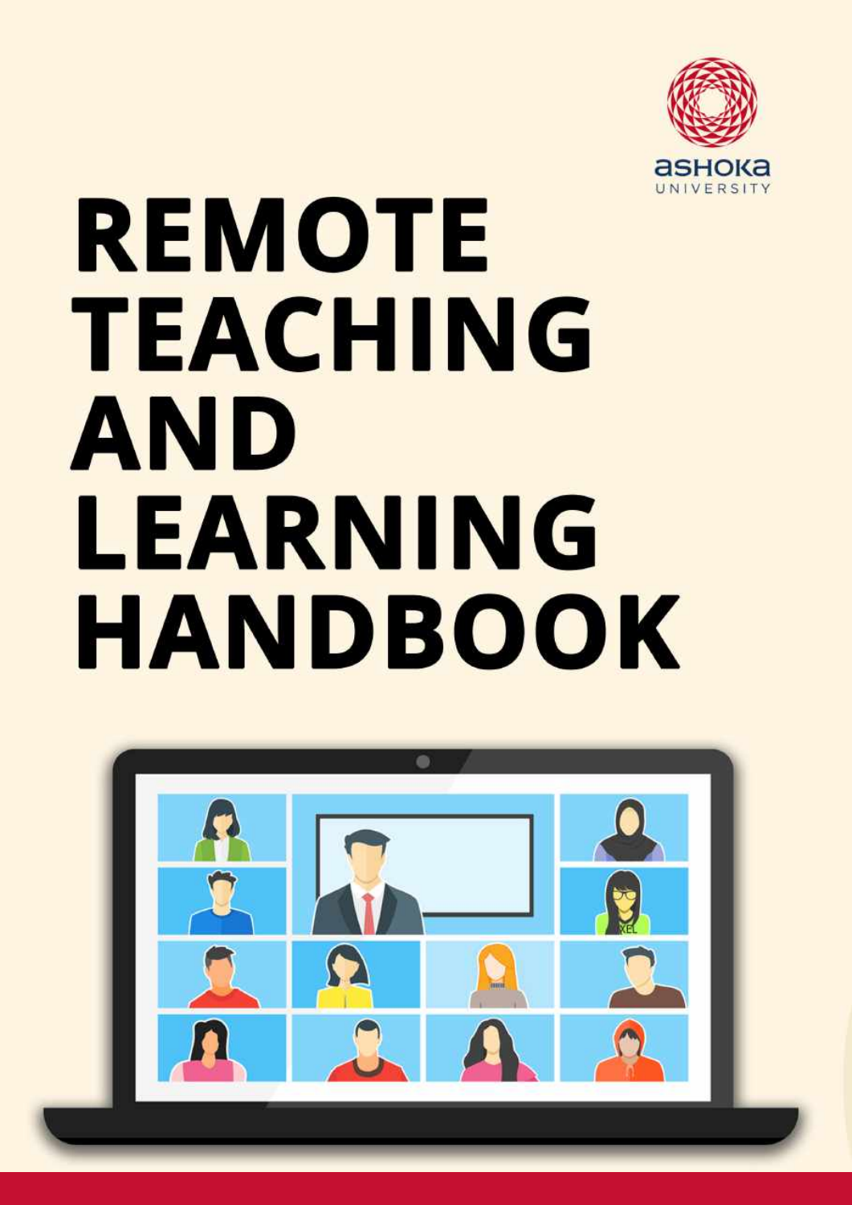ashoka UNIVERSITY

# REMOTE TEACHING AND LEARNING HANDBOOK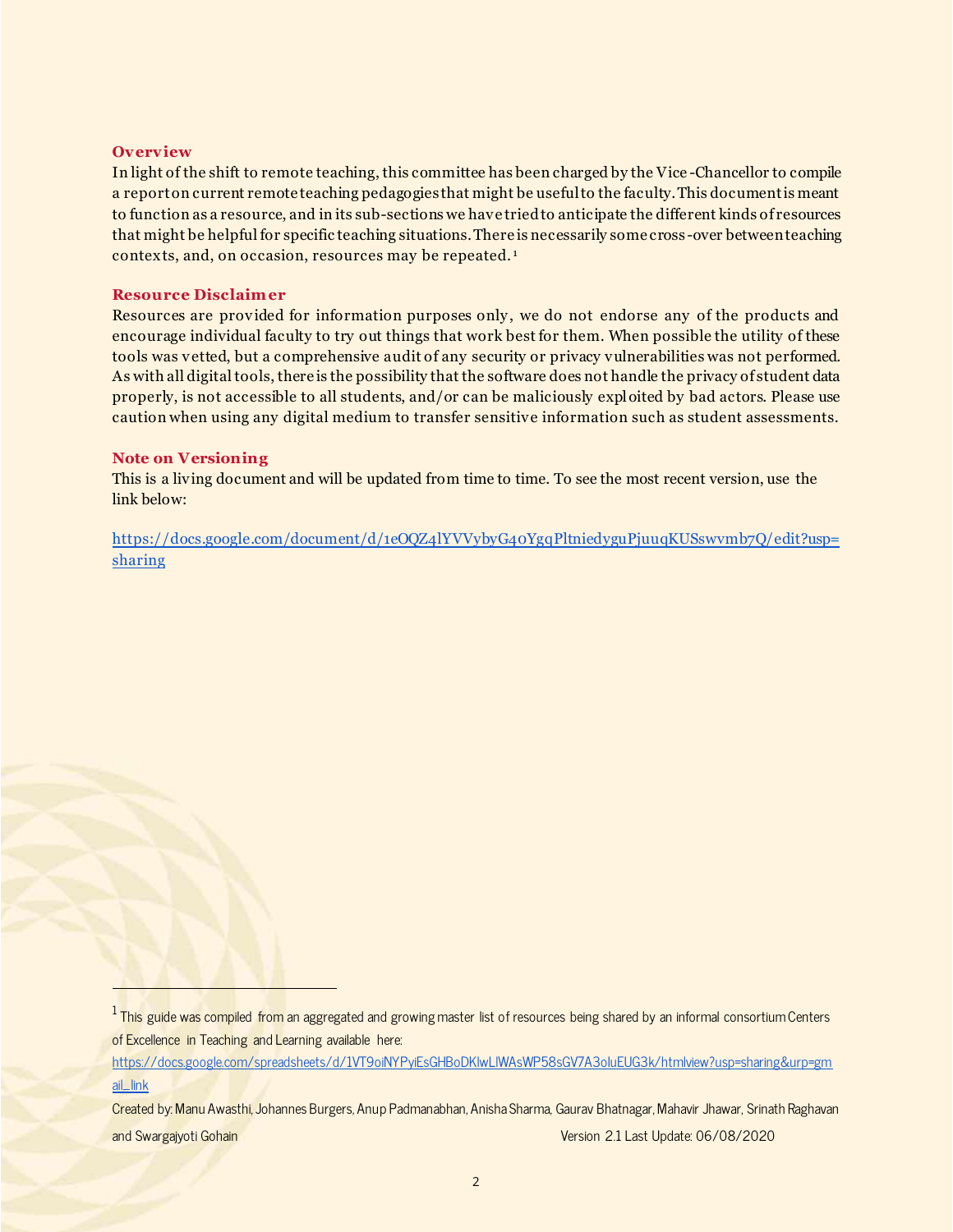## Overview

In light of the shift to remote teaching, this committee has been charged by the Vice-Chancellor to compile a report on current remote teaching pedagogies that might be useful to the faculty. This document is meant to function as a resource, and in its sub-sections we have tried to anticipate the different kinds of resources that might be helpful for specific teaching situations. There is necessarily some cross-over between teaching contexts, and, on occasion, resources may be repeated.[1]

## Resource Disclaimer

Resources are provided for information purposes only, we do not endorse any of the products and encourage individual faculty to try out things that work best for them. When possible the utility of these tools was vetted, but a comprehensive audit of any security or privacy vulnerabilities was not performed. As with all digital tools, there is the possibility that the software does not handle the privacy of student data properly, is not accessible to all students, and/or can be maliciously exploited by bad actors. Please use caution when using any digital medium to transfer sensitive information such as student assessments.

## Note on Versioning

This is a living document and will be updated from time to time. To see the most recent version, use the link below:

https://docs.google.com/document/d/1eOQZ4lYVVybyG40YgqPltniedyguPjuuqKUSswvmb7Q/edit?usp=sharing

---

[1] This guide was compiled from an aggregated and growing master list of resources being shared by an informal consortium Centers of Excellence in Teaching and Learning available here: https://docs.google.com/spreadsheets/d/1VT9oiNYPyiEsGHBoDKlwLlWAsWP58sGV7A3oluEUG3k/htmlview?usp=sharing&urp=gmail_link

Created by: Manu Awasthi, Johannes Burgers, Anup Padmanabhan, Anisha Sharma, Gaurav Bhatnagar, Mahavir Jhawar, Srinath Raghavan and Swargajyoti Gohain

Version 2.1 Last Update: 06/08/2020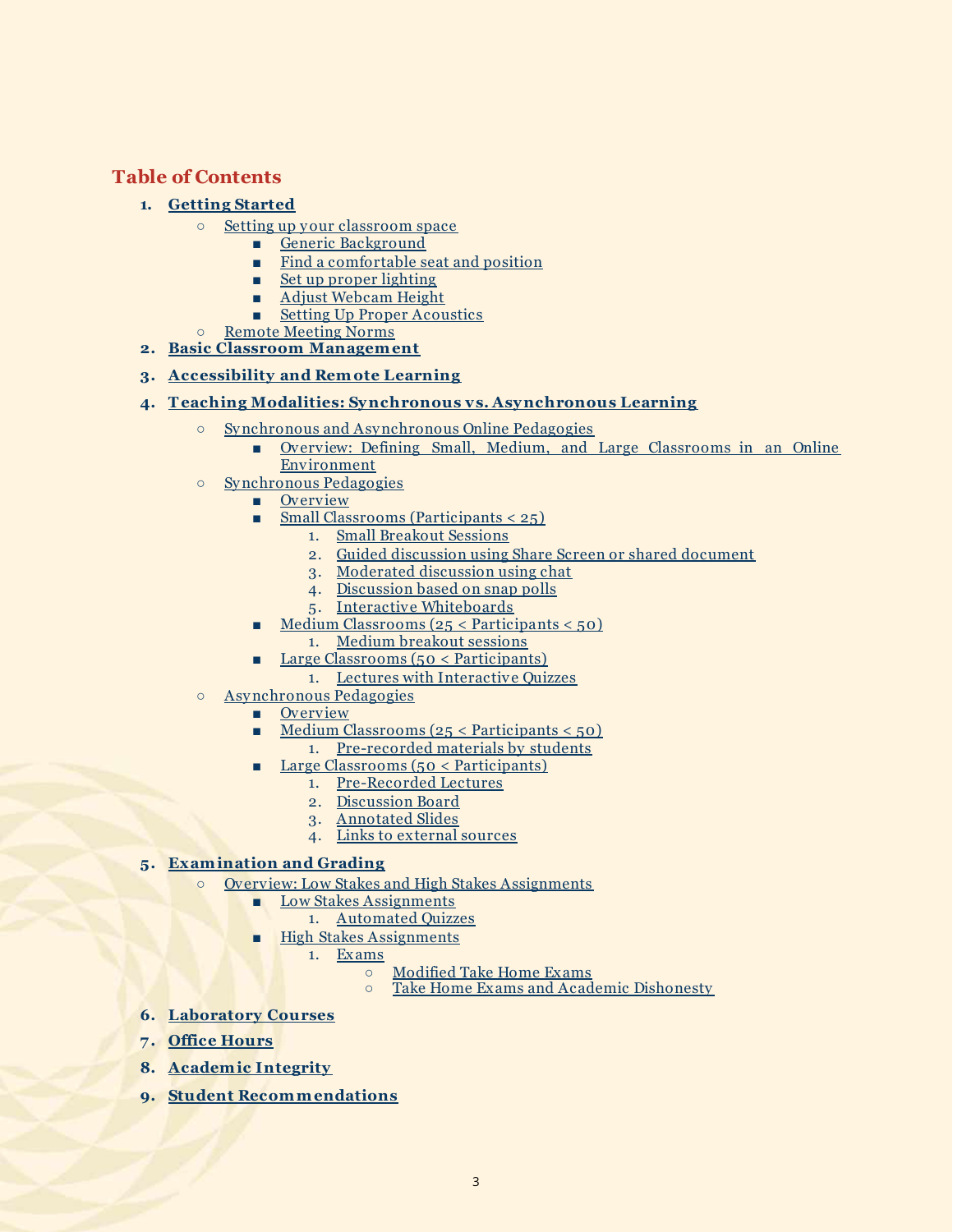## Table of Contents

1. **Getting Started**
    - Setting up your classroom space
        - Generic Background
        - Find a comfortable seat and position
        - Set up proper lighting
        - Adjust Webcam Height
        - Setting Up Proper Acoustics
    - Remote Meeting Norms
2. **Basic Classroom Management**
3. **Accessibility and Remote Learning**
4. **Teaching Modalities: Synchronous vs. Asynchronous Learning**
    - Synchronous and Asynchronous Online Pedagogies
        - Overview: Defining Small, Medium, and Large Classrooms in an Online Environment
    - Synchronous Pedagogies
        - Overview
        - Small Classrooms (Participants < 25)
            1. Small Breakout Sessions
            2. Guided discussion using Share Screen or shared document
            3. Moderated discussion using chat
            4. Discussion based on snap polls
            5. Interactive Whiteboards
        - Medium Classrooms (25 < Participants < 50)
            1. Medium breakout sessions
        - Large Classrooms (50 < Participants)
            1. Lectures with Interactive Quizzes
    - Asynchronous Pedagogies
        - Overview
        - Medium Classrooms (25 < Participants < 50)
            1. Pre-recorded materials by students
        - Large Classrooms (50 < Participants)
            1. Pre-Recorded Lectures
            2. Discussion Board
            3. Annotated Slides
            4. Links to external sources
5. **Examination and Grading**
    - Overview: Low Stakes and High Stakes Assignments
        - Low Stakes Assignments
            1. Automated Quizzes
        - High Stakes Assignments
            1. Exams
                - Modified Take Home Exams
                - Take Home Exams and Academic Dishonesty
6. **Laboratory Courses**
7. **Office Hours**
8. **Academic Integrity**
9. **Student Recommendations**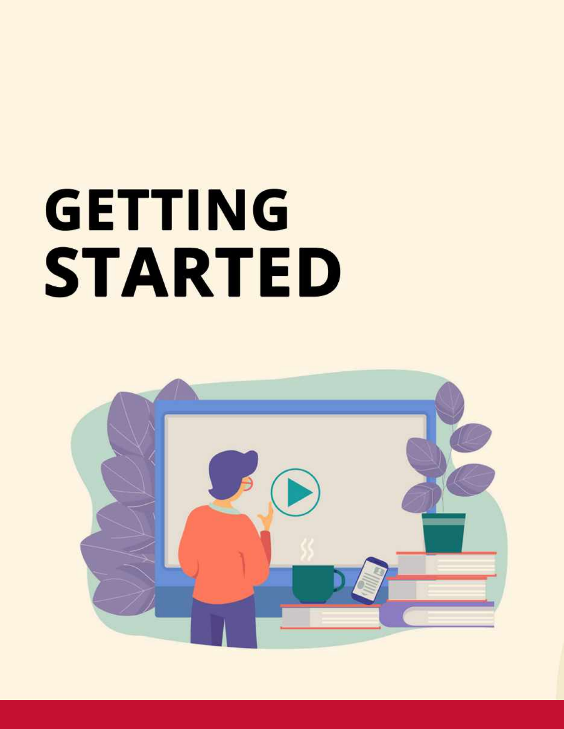# GETTING STARTED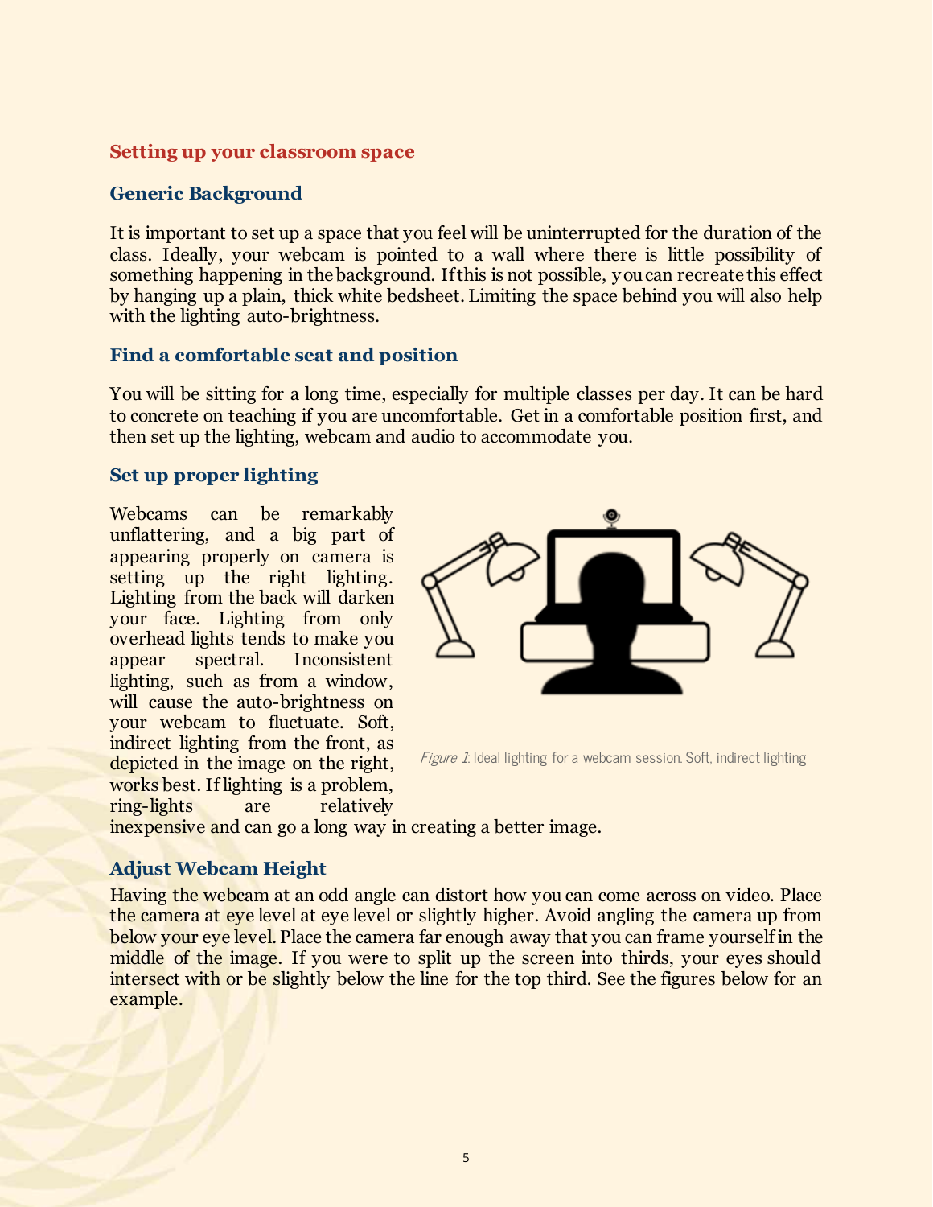## Setting up your classroom space

### Generic Background

It is important to set up a space that you feel will be uninterrupted for the duration of the class. Ideally, your webcam is pointed to a wall where there is little possibility of something happening in the background. If this is not possible, you can recreate this effect by hanging up a plain, thick white bedsheet. Limiting the space behind you will also help with the lighting auto-brightness.

### Find a comfortable seat and position

You will be sitting for a long time, especially for multiple classes per day. It can be hard to concrete on teaching if you are uncomfortable. Get in a comfortable position first, and then set up the lighting, webcam and audio to accommodate you.

### Set up proper lighting

Webcams can be remarkably unflattering, and a big part of appearing properly on camera is setting up the right lighting. Lighting from the back will darken your face. Lighting from only overhead lights tends to make you appear spectral. Inconsistent lighting, such as from a window, will cause the auto-brightness on your webcam to fluctuate. Soft, indirect lighting from the front, as depicted in the image on the right, works best. If lighting is a problem, ring-lights are relatively inexpensive and can go a long way in creating a better image.

*Figure 1*: Ideal lighting for a webcam session. Soft, indirect lighting

### Adjust Webcam Height

Having the webcam at an odd angle can distort how you can come across on video. Place the camera at eye level at eye level or slightly higher. Avoid angling the camera up from below your eye level. Place the camera far enough away that you can frame yourself in the middle of the image. If you were to split up the screen into thirds, your eyes should intersect with or be slightly below the line for the top third. See the figures below for an example.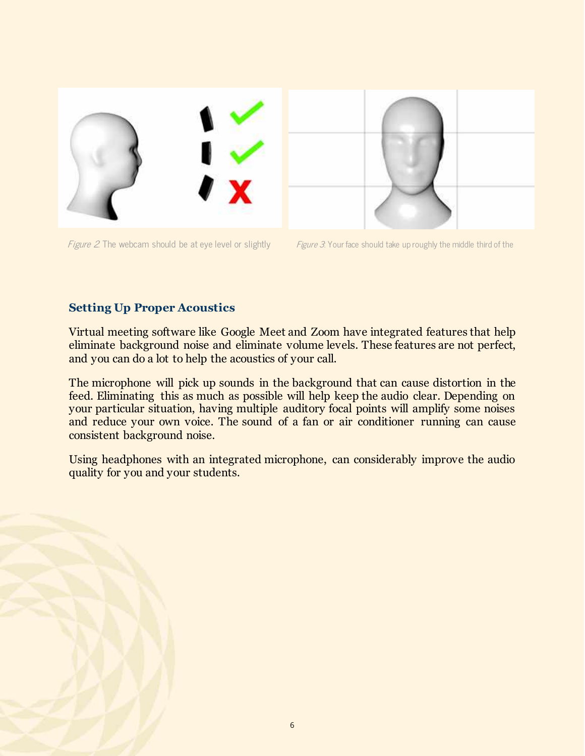*Figure 2.* The webcam should be at eye level or slightly

*Figure 3.* Your face should take up roughly the middle third of the

### Setting Up Proper Acoustics

Virtual meeting software like Google Meet and Zoom have integrated features that help eliminate background noise and eliminate volume levels. These features are not perfect, and you can do a lot to help the acoustics of your call.

The microphone will pick up sounds in the background that can cause distortion in the feed. Eliminating this as much as possible will help keep the audio clear. Depending on your particular situation, having multiple auditory focal points will amplify some noises and reduce your own voice. The sound of a fan or air conditioner running can cause consistent background noise.

Using headphones with an integrated microphone, can considerably improve the audio quality for you and your students.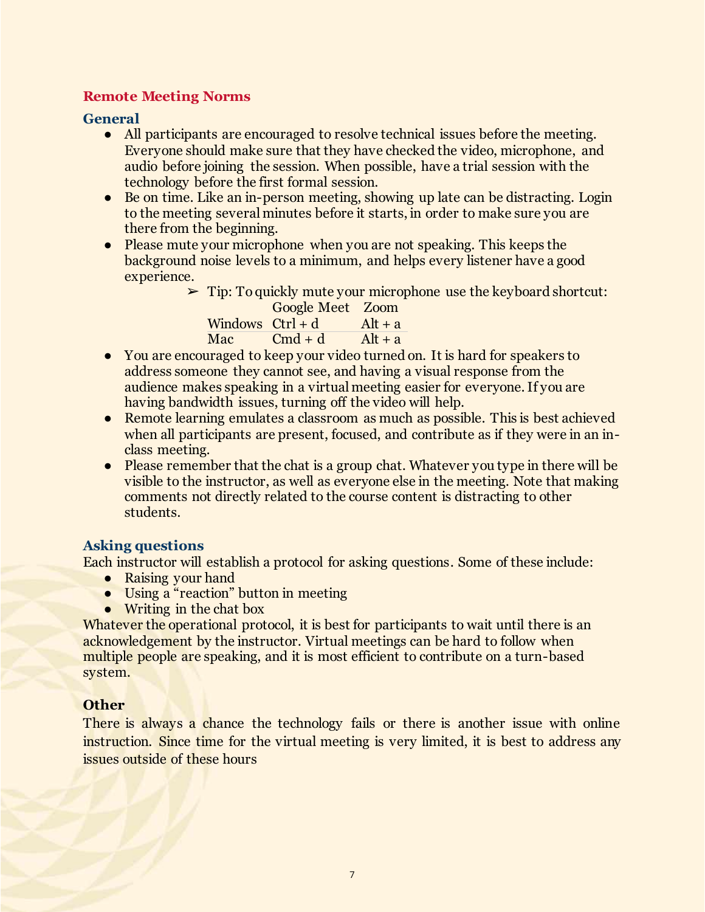## Remote Meeting Norms

### General

- All participants are encouraged to resolve technical issues before the meeting. Everyone should make sure that they have checked the video, microphone, and audio before joining the session. When possible, have a trial session with the technology before the first formal session.
- Be on time. Like an in-person meeting, showing up late can be distracting. Login to the meeting several minutes before it starts, in order to make sure you are there from the beginning.
- Please mute your microphone when you are not speaking. This keeps the background noise levels to a minimum, and helps every listener have a good experience.
  - ➢ Tip: To quickly mute your microphone use the keyboard shortcut:

| | Google Meet | Zoom |
|---|---|---|
| Windows | Ctrl + d | Alt + a |
| Mac | Cmd + d | Alt + a |

- You are encouraged to keep your video turned on. It is hard for speakers to address someone they cannot see, and having a visual response from the audience makes speaking in a virtual meeting easier for everyone. If you are having bandwidth issues, turning off the video will help.
- Remote learning emulates a classroom as much as possible. This is best achieved when all participants are present, focused, and contribute as if they were in an in-class meeting.
- Please remember that the chat is a group chat. Whatever you type in there will be visible to the instructor, as well as everyone else in the meeting. Note that making comments not directly related to the course content is distracting to other students.

### Asking questions

Each instructor will establish a protocol for asking questions. Some of these include:

- Raising your hand
- Using a "reaction" button in meeting
- Writing in the chat box

Whatever the operational protocol, it is best for participants to wait until there is an acknowledgement by the instructor. Virtual meetings can be hard to follow when multiple people are speaking, and it is most efficient to contribute on a turn-based system.

### Other

There is always a chance the technology fails or there is another issue with online instruction. Since time for the virtual meeting is very limited, it is best to address any issues outside of these hours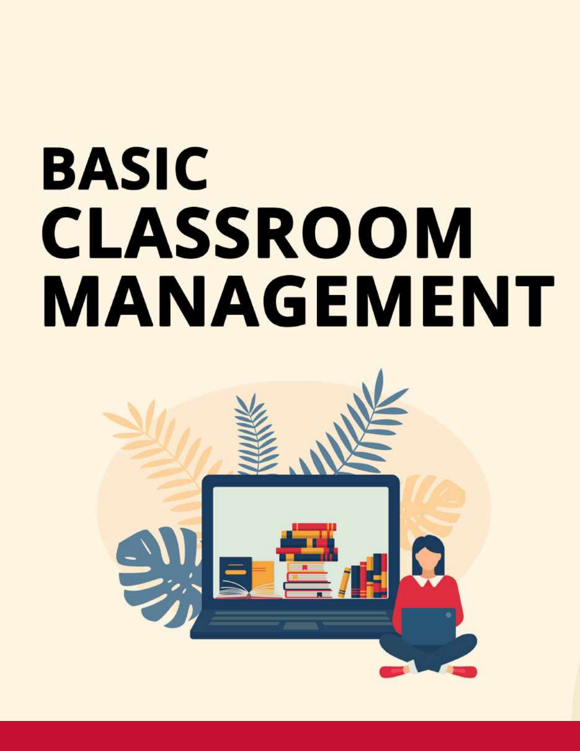# BASIC CLASSROOM MANAGEMENT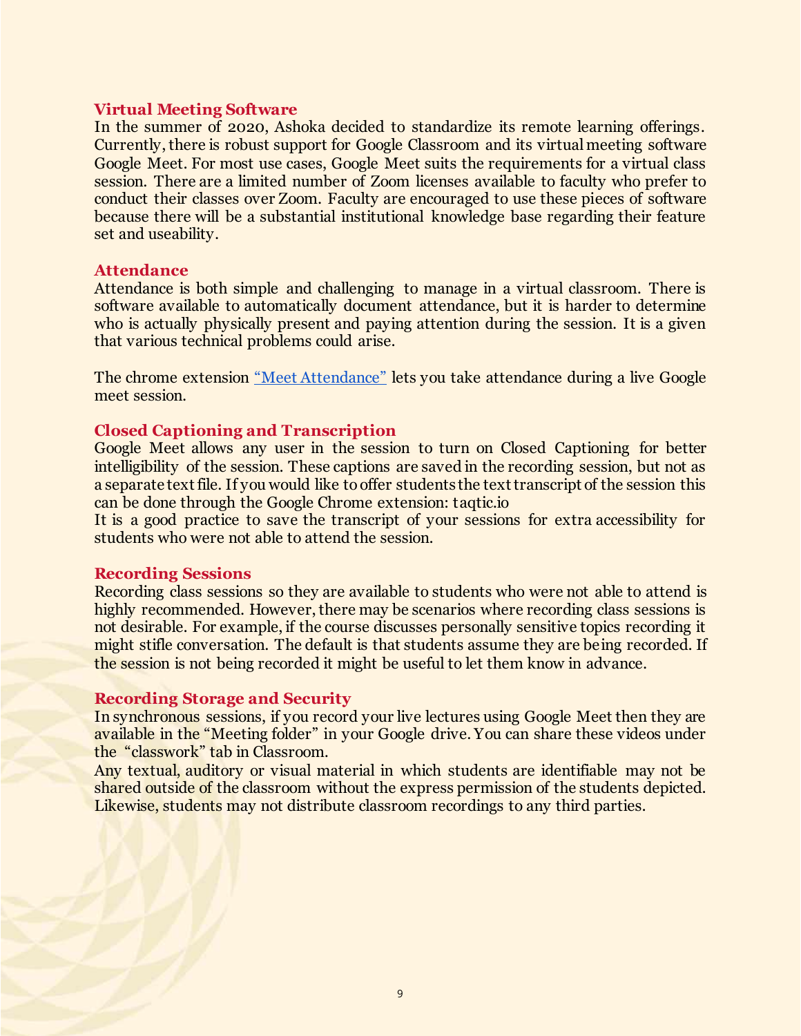### Virtual Meeting Software

In the summer of 2020, Ashoka decided to standardize its remote learning offerings. Currently, there is robust support for Google Classroom and its virtual meeting software Google Meet. For most use cases, Google Meet suits the requirements for a virtual class session. There are a limited number of Zoom licenses available to faculty who prefer to conduct their classes over Zoom. Faculty are encouraged to use these pieces of software because there will be a substantial institutional knowledge base regarding their feature set and useability.

### Attendance

Attendance is both simple and challenging to manage in a virtual classroom. There is software available to automatically document attendance, but it is harder to determine who is actually physically present and paying attention during the session. It is a given that various technical problems could arise.

The chrome extension "Meet Attendance" lets you take attendance during a live Google meet session.

### Closed Captioning and Transcription

Google Meet allows any user in the session to turn on Closed Captioning for better intelligibility of the session. These captions are saved in the recording session, but not as a separate text file. If you would like to offer students the text transcript of the session this can be done through the Google Chrome extension: taqtic.io

It is a good practice to save the transcript of your sessions for extra accessibility for students who were not able to attend the session.

### Recording Sessions

Recording class sessions so they are available to students who were not able to attend is highly recommended. However, there may be scenarios where recording class sessions is not desirable. For example, if the course discusses personally sensitive topics recording it might stifle conversation. The default is that students assume they are being recorded. If the session is not being recorded it might be useful to let them know in advance.

### Recording Storage and Security

In synchronous sessions, if you record your live lectures using Google Meet then they are available in the "Meeting folder" in your Google drive. You can share these videos under the "classwork" tab in Classroom.

Any textual, auditory or visual material in which students are identifiable may not be shared outside of the classroom without the express permission of the students depicted. Likewise, students may not distribute classroom recordings to any third parties.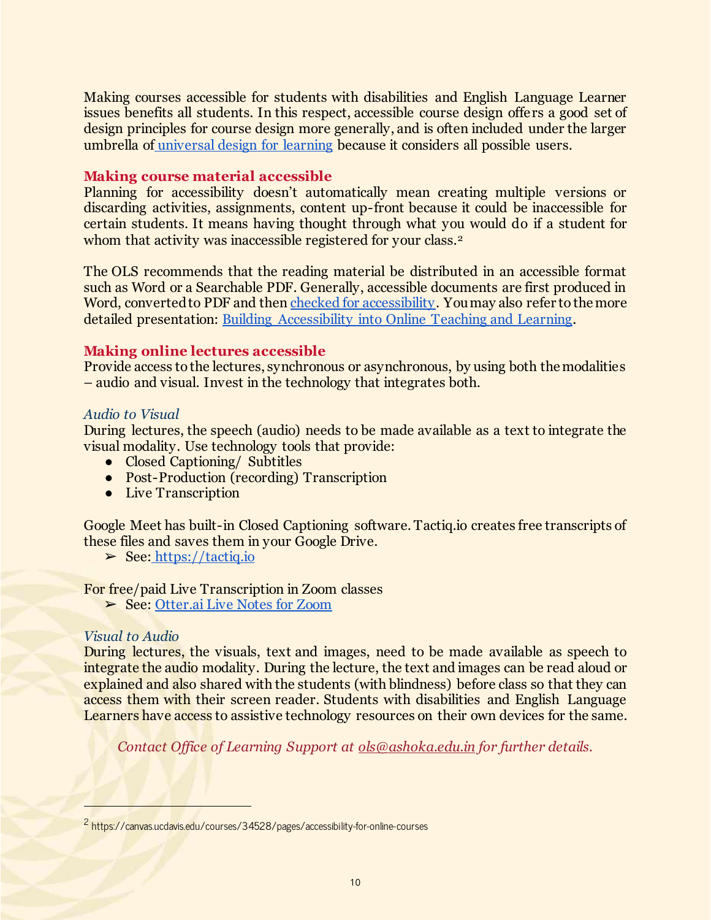Making courses accessible for students with disabilities and English Language Learner issues benefits all students. In this respect, accessible course design offers a good set of design principles for course design more generally, and is often included under the larger umbrella of universal design for learning because it considers all possible users.

## Making course material accessible

Planning for accessibility doesn't automatically mean creating multiple versions or discarding activities, assignments, content up-front because it could be inaccessible for certain students. It means having thought through what you would do if a student for whom that activity was inaccessible registered for your class.[2]

The OLS recommends that the reading material be distributed in an accessible format such as Word or a Searchable PDF. Generally, accessible documents are first produced in Word, converted to PDF and then checked for accessibility. You may also refer to the more detailed presentation: Building Accessibility into Online Teaching and Learning.

## Making online lectures accessible

Provide access to the lectures, synchronous or asynchronous, by using both the modalities – audio and visual. Invest in the technology that integrates both.

### *Audio to Visual*

During lectures, the speech (audio) needs to be made available as a text to integrate the visual modality. Use technology tools that provide:

- Closed Captioning/ Subtitles
- Post-Production (recording) Transcription
- Live Transcription

Google Meet has built-in Closed Captioning software. Tactiq.io creates free transcripts of these files and saves them in your Google Drive.

➢ See: https://tactiq.io

For free/paid Live Transcription in Zoom classes

➢ See: Otter.ai Live Notes for Zoom

### *Visual to Audio*

During lectures, the visuals, text and images, need to be made available as speech to integrate the audio modality. During the lecture, the text and images can be read aloud or explained and also shared with the students (with blindness) before class so that they can access them with their screen reader. Students with disabilities and English Language Learners have access to assistive technology resources on their own devices for the same.

*Contact Office of Learning Support at ols@ashoka.edu.in for further details.*

---

[2] https://canvas.ucdavis.edu/courses/34528/pages/accessibility-for-online-courses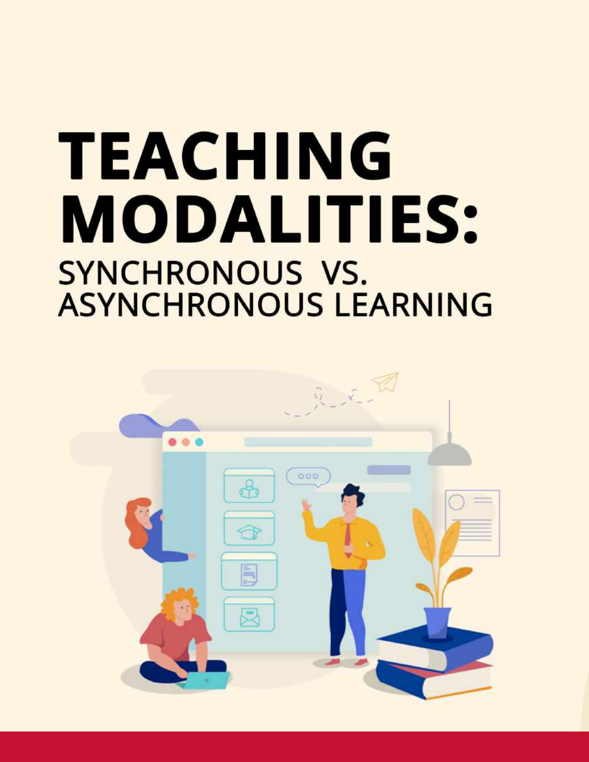# TEACHING MODALITIES:

## SYNCHRONOUS VS. ASYNCHRONOUS LEARNING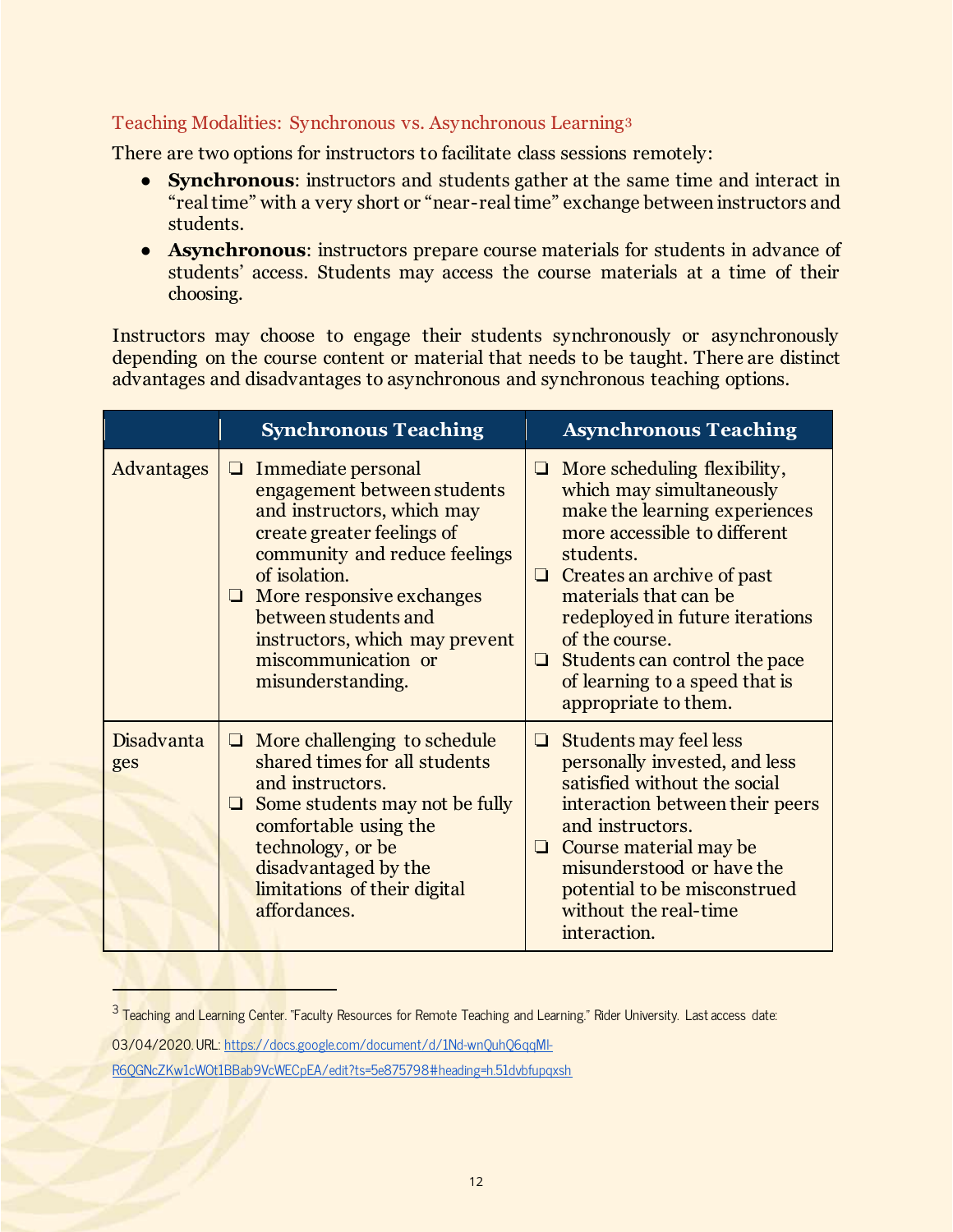### Teaching Modalities: Synchronous vs. Asynchronous Learning[3]

There are two options for instructors to facilitate class sessions remotely:

- **Synchronous**: instructors and students gather at the same time and interact in "real time" with a very short or "near-real time" exchange between instructors and students.
- **Asynchronous**: instructors prepare course materials for students in advance of students' access. Students may access the course materials at a time of their choosing.

Instructors may choose to engage their students synchronously or asynchronously depending on the course content or material that needs to be taught. There are distinct advantages and disadvantages to asynchronous and synchronous teaching options.

| | **Synchronous Teaching** | **Asynchronous Teaching** |
|---|---|---|
| Advantages | ❏ Immediate personal engagement between students and instructors, which may create greater feelings of community and reduce feelings of isolation.<br>❏ More responsive exchanges between students and instructors, which may prevent miscommunication or misunderstanding. | ❏ More scheduling flexibility, which may simultaneously make the learning experiences more accessible to different students.<br>❏ Creates an archive of past materials that can be redeployed in future iterations of the course.<br>❏ Students can control the pace of learning to a speed that is appropriate to them. |
| Disadvantages | ❏ More challenging to schedule shared times for all students and instructors.<br>❏ Some students may not be fully comfortable using the technology, or be disadvantaged by the limitations of their digital affordances. | ❏ Students may feel less personally invested, and less satisfied without the social interaction between their peers and instructors.<br>❏ Course material may be misunderstood or have the potential to be misconstrued without the real-time interaction. |

---

[3] Teaching and Learning Center. "Faculty Resources for Remote Teaching and Learning." Rider University. Last access date: 03/04/2020. URL: https://docs.google.com/document/d/1Nd-wnQuhQ6qqMI-R6QGNcZKw1cWOt1BBab9VcWECpEA/edit?ts=5e875798#heading=h.51dvbfupqxsh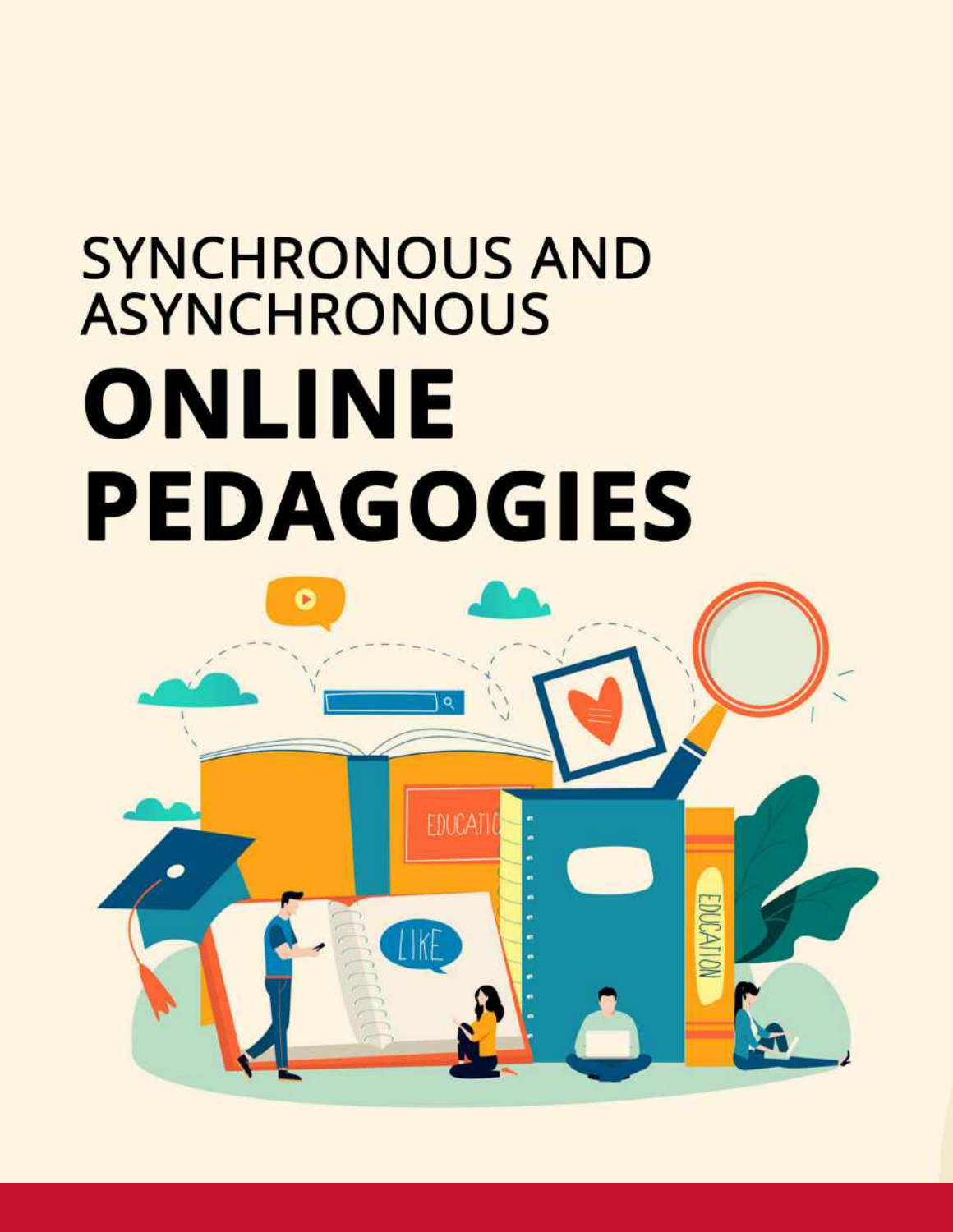# SYNCHRONOUS AND ASYNCHRONOUS

# ONLINE PEDAGOGIES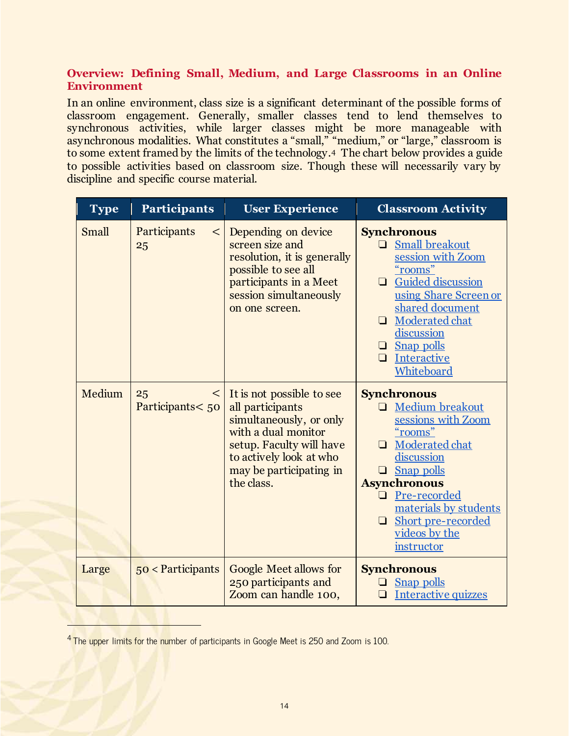## Overview: Defining Small, Medium, and Large Classrooms in an Online Environment

In an online environment, class size is a significant determinant of the possible forms of classroom engagement. Generally, smaller classes tend to lend themselves to synchronous activities, while larger classes might be more manageable with asynchronous modalities. What constitutes a "small," "medium," or "large," classroom is to some extent framed by the limits of the technology.[4] The chart below provides a guide to possible activities based on classroom size. Though these will necessarily vary by discipline and specific course material.

| Type | Participants | User Experience | Classroom Activity |
| --- | --- | --- | --- |
| Small | Participants < 25 | Depending on device screen size and resolution, it is generally possible to see all participants in a Meet session simultaneously on one screen. | **Synchronous**<br>❑ Small breakout session with Zoom "rooms"<br>❑ Guided discussion using Share Screen or shared document<br>❑ Moderated chat discussion<br>❑ Snap polls<br>❑ Interactive Whiteboard |
| Medium | 25 < Participants< 50 | It is not possible to see all participants simultaneously, or only with a dual monitor setup. Faculty will have to actively look at who may be participating in the class. | **Synchronous**<br>❑ Medium breakout sessions with Zoom "rooms"<br>❑ Moderated chat discussion<br>❑ Snap polls<br>**Asynchronous**<br>❑ Pre-recorded materials by students<br>❑ Short pre-recorded videos by the instructor |
| Large | 50 < Participants | Google Meet allows for 250 participants and Zoom can handle 100, | **Synchronous**<br>❑ Snap polls<br>❑ Interactive quizzes |

[4] The upper limits for the number of participants in Google Meet is 250 and Zoom is 100.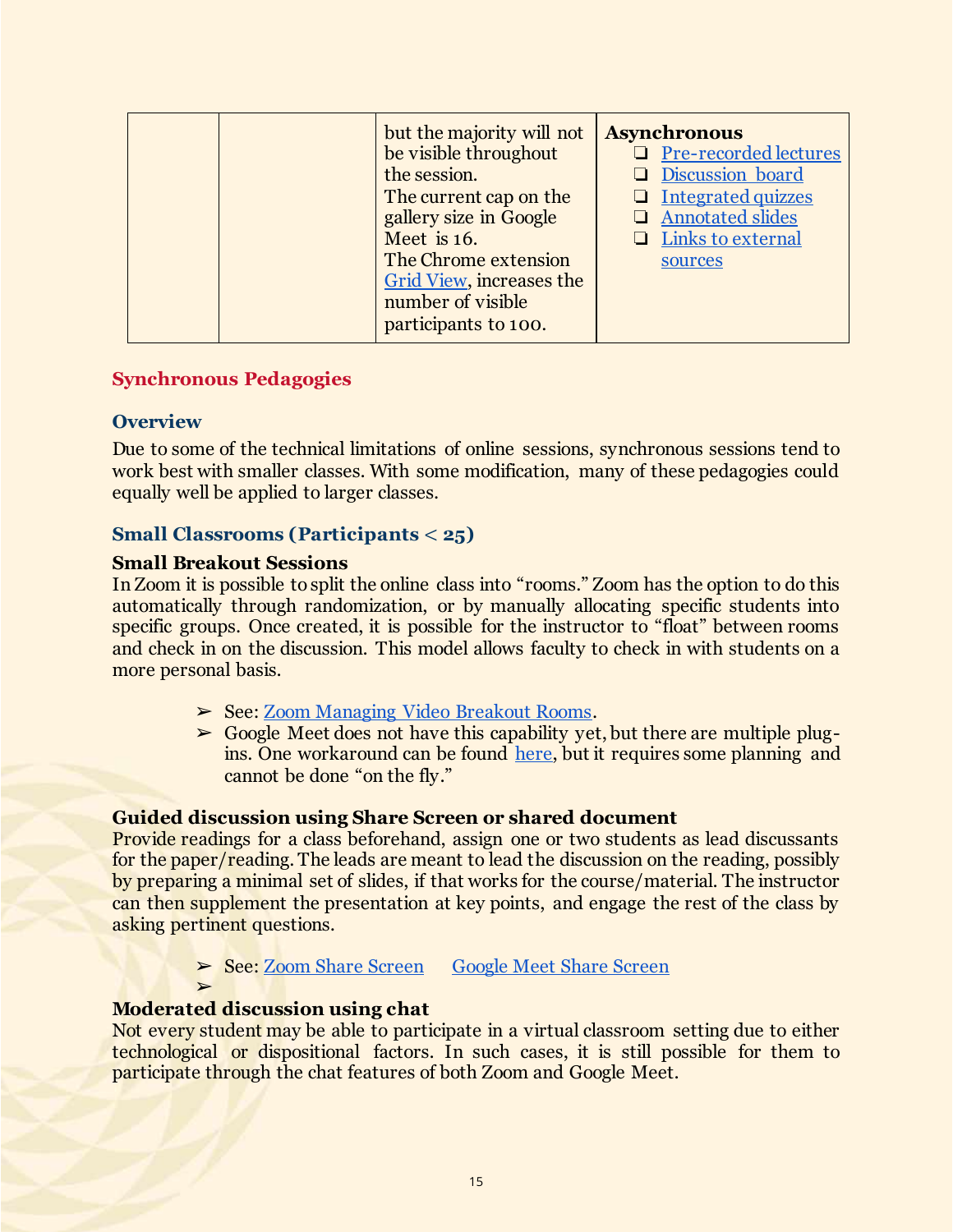| | | but the majority will not be visible throughout the session. The current cap on the gallery size in Google Meet is 16. The Chrome extension [Grid View](), increases the number of visible participants to 100. | **Asynchronous**<br>❏ [Pre-recorded lectures]()<br>❏ [Discussion board]()<br>❏ [Integrated quizzes]()<br>❏ [Annotated slides]()<br>❏ [Links to external sources]() |
|---|---|---|---|

## Synchronous Pedagogies

### Overview

Due to some of the technical limitations of online sessions, synchronous sessions tend to work best with smaller classes. With some modification, many of these pedagogies could equally well be applied to larger classes.

### Small Classrooms (Participants < 25)

**Small Breakout Sessions**

In Zoom it is possible to split the online class into "rooms." Zoom has the option to do this automatically through randomization, or by manually allocating specific students into specific groups. Once created, it is possible for the instructor to "float" between rooms and check in on the discussion. This model allows faculty to check in with students on a more personal basis.

- ➢ See: [Zoom Managing Video Breakout Rooms]().
- ➢ Google Meet does not have this capability yet, but there are multiple plug-ins. One workaround can be found [here](), but it requires some planning and cannot be done "on the fly."

**Guided discussion using Share Screen or shared document**

Provide readings for a class beforehand, assign one or two students as lead discussants for the paper/reading. The leads are meant to lead the discussion on the reading, possibly by preparing a minimal set of slides, if that works for the course/material. The instructor can then supplement the presentation at key points, and engage the rest of the class by asking pertinent questions.

- ➢ See: [Zoom Share Screen]() [Google Meet Share Screen]()
- ➢

**Moderated discussion using chat**

Not every student may be able to participate in a virtual classroom setting due to either technological or dispositional factors. In such cases, it is still possible for them to participate through the chat features of both Zoom and Google Meet.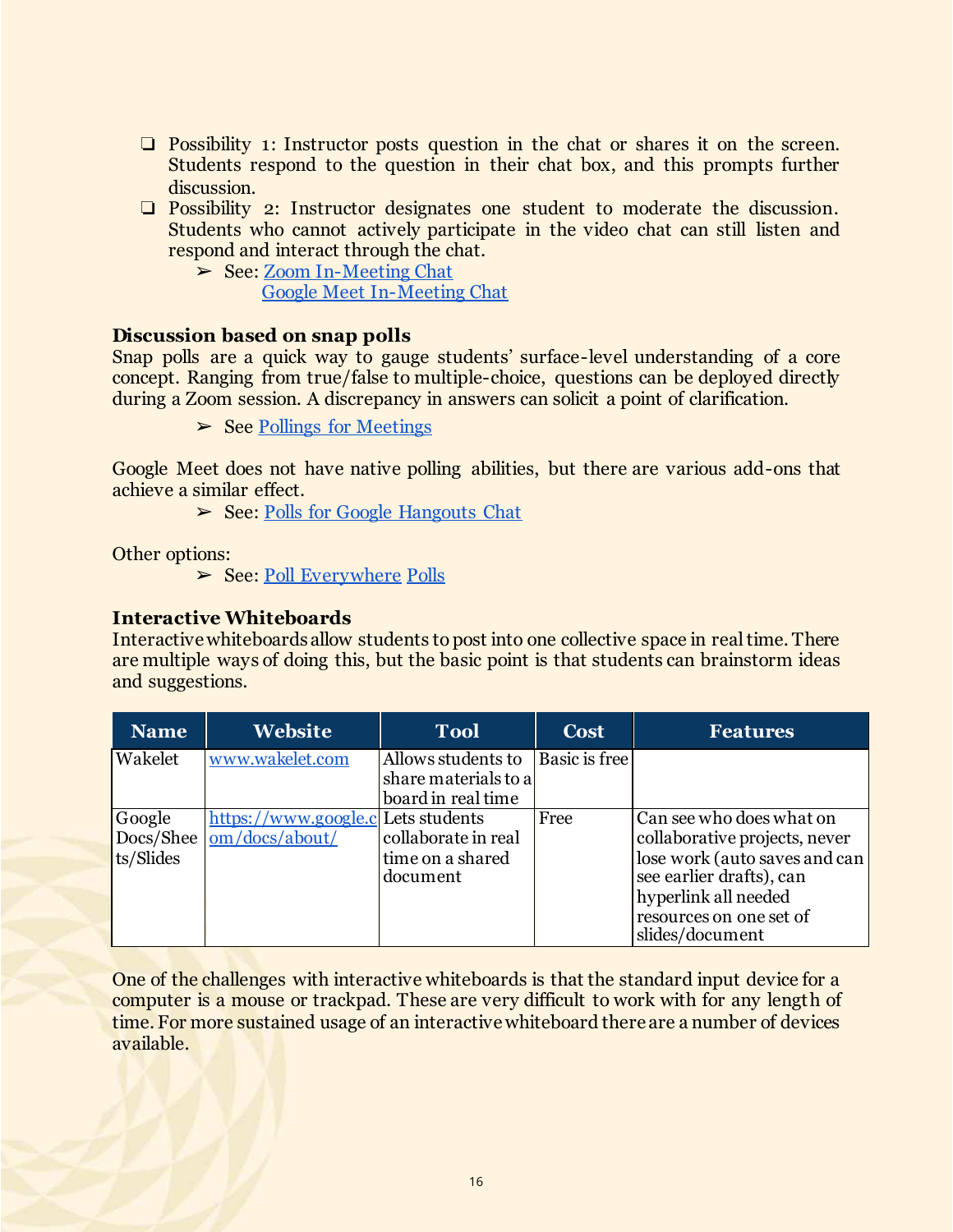- ❏ Possibility 1: Instructor posts question in the chat or shares it on the screen. Students respond to the question in their chat box, and this prompts further discussion.
- ❏ Possibility 2: Instructor designates one student to moderate the discussion. Students who cannot actively participate in the video chat can still listen and respond and interact through the chat.
  - ➢ See: Zoom In-Meeting Chat
    Google Meet In-Meeting Chat

**Discussion based on snap polls**

Snap polls are a quick way to gauge students' surface-level understanding of a core concept. Ranging from true/false to multiple-choice, questions can be deployed directly during a Zoom session. A discrepancy in answers can solicit a point of clarification.

- ➢ See Pollings for Meetings

Google Meet does not have native polling abilities, but there are various add-ons that achieve a similar effect.

- ➢ See: Polls for Google Hangouts Chat

Other options:

- ➢ See: Poll Everywhere Polls

**Interactive Whiteboards**

Interactive whiteboards allow students to post into one collective space in real time. There are multiple ways of doing this, but the basic point is that students can brainstorm ideas and suggestions.

| Name | Website | Tool | Cost | Features |
|---|---|---|---|---|
| Wakelet | www.wakelet.com | Allows students to share materials to a board in real time | Basic is free | |
| Google Docs/Sheets/Slides | https://www.google.com/docs/about/ | Lets students collaborate in real time on a shared document | Free | Can see who does what on collaborative projects, never lose work (auto saves and can see earlier drafts), can hyperlink all needed resources on one set of slides/document |

One of the challenges with interactive whiteboards is that the standard input device for a computer is a mouse or trackpad. These are very difficult to work with for any length of time. For more sustained usage of an interactive whiteboard there are a number of devices available.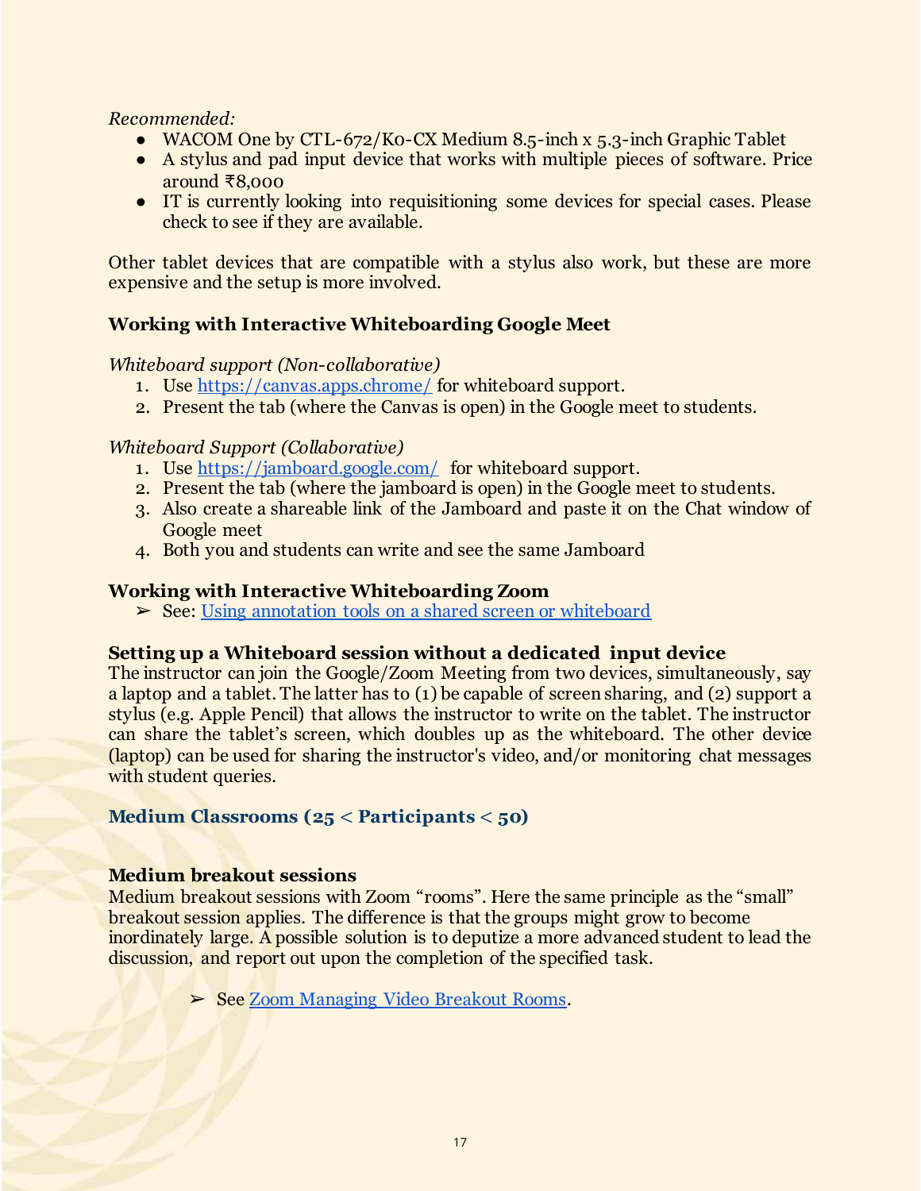*Recommended:*

- WACOM One by CTL-672/K0-CX Medium 8.5-inch x 5.3-inch Graphic Tablet
- A stylus and pad input device that works with multiple pieces of software. Price around ₹8,000
- IT is currently looking into requisitioning some devices for special cases. Please check to see if they are available.

Other tablet devices that are compatible with a stylus also work, but these are more expensive and the setup is more involved.

### Working with Interactive Whiteboarding Google Meet

*Whiteboard support (Non-collaborative)*

1. Use [https://canvas.apps.chrome/](https://canvas.apps.chrome/) for whiteboard support.
2. Present the tab (where the Canvas is open) in the Google meet to students.

*Whiteboard Support (Collaborative)*

1. Use [https://jamboard.google.com/](https://jamboard.google.com/) for whiteboard support.
2. Present the tab (where the jamboard is open) in the Google meet to students.
3. Also create a shareable link of the Jamboard and paste it on the Chat window of Google meet
4. Both you and students can write and see the same Jamboard

### Working with Interactive Whiteboarding Zoom

➢ See: Using annotation tools on a shared screen or whiteboard

### Setting up a Whiteboard session without a dedicated input device

The instructor can join the Google/Zoom Meeting from two devices, simultaneously, say a laptop and a tablet. The latter has to (1) be capable of screen sharing, and (2) support a stylus (e.g. Apple Pencil) that allows the instructor to write on the tablet. The instructor can share the tablet's screen, which doubles up as the whiteboard. The other device (laptop) can be used for sharing the instructor's video, and/or monitoring chat messages with student queries.

## Medium Classrooms (25 < Participants < 50)

### Medium breakout sessions

Medium breakout sessions with Zoom "rooms". Here the same principle as the "small" breakout session applies. The difference is that the groups might grow to become inordinately large. A possible solution is to deputize a more advanced student to lead the discussion, and report out upon the completion of the specified task.

➢ See Zoom Managing Video Breakout Rooms.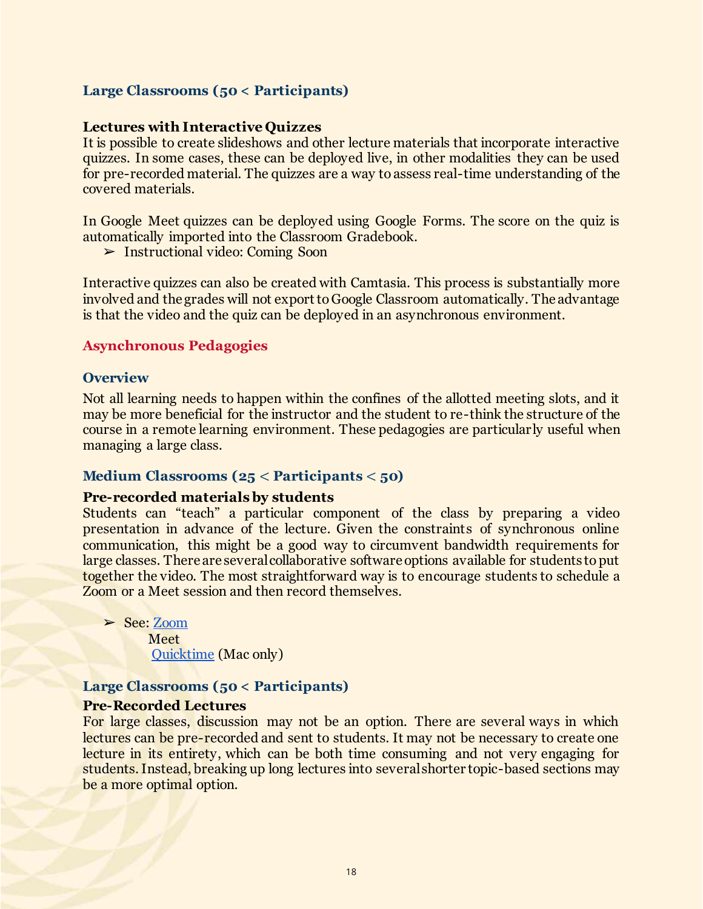### Large Classrooms (50 < Participants)

**Lectures with Interactive Quizzes**

It is possible to create slideshows and other lecture materials that incorporate interactive quizzes. In some cases, these can be deployed live, in other modalities they can be used for pre-recorded material. The quizzes are a way to assess real-time understanding of the covered materials.

In Google Meet quizzes can be deployed using Google Forms. The score on the quiz is automatically imported into the Classroom Gradebook.

- ➢ Instructional video: Coming Soon

Interactive quizzes can also be created with Camtasia. This process is substantially more involved and the grades will not export to Google Classroom automatically. The advantage is that the video and the quiz can be deployed in an asynchronous environment.

## Asynchronous Pedagogies

### Overview

Not all learning needs to happen within the confines of the allotted meeting slots, and it may be more beneficial for the instructor and the student to re-think the structure of the course in a remote learning environment. These pedagogies are particularly useful when managing a large class.

### Medium Classrooms (25 < Participants < 50)

**Pre-recorded materials by students**

Students can "teach" a particular component of the class by preparing a video presentation in advance of the lecture. Given the constraints of synchronous online communication, this might be a good way to circumvent bandwidth requirements for large classes. There are several collaborative software options available for students to put together the video. The most straightforward way is to encourage students to schedule a Zoom or a Meet session and then record themselves.

- ➢ See: Zoom
  Meet
  Quicktime (Mac only)

### Large Classrooms (50 < Participants)

**Pre-Recorded Lectures**

For large classes, discussion may not be an option. There are several ways in which lectures can be pre-recorded and sent to students. It may not be necessary to create one lecture in its entirety, which can be both time consuming and not very engaging for students. Instead, breaking up long lectures into several shorter topic-based sections may be a more optimal option.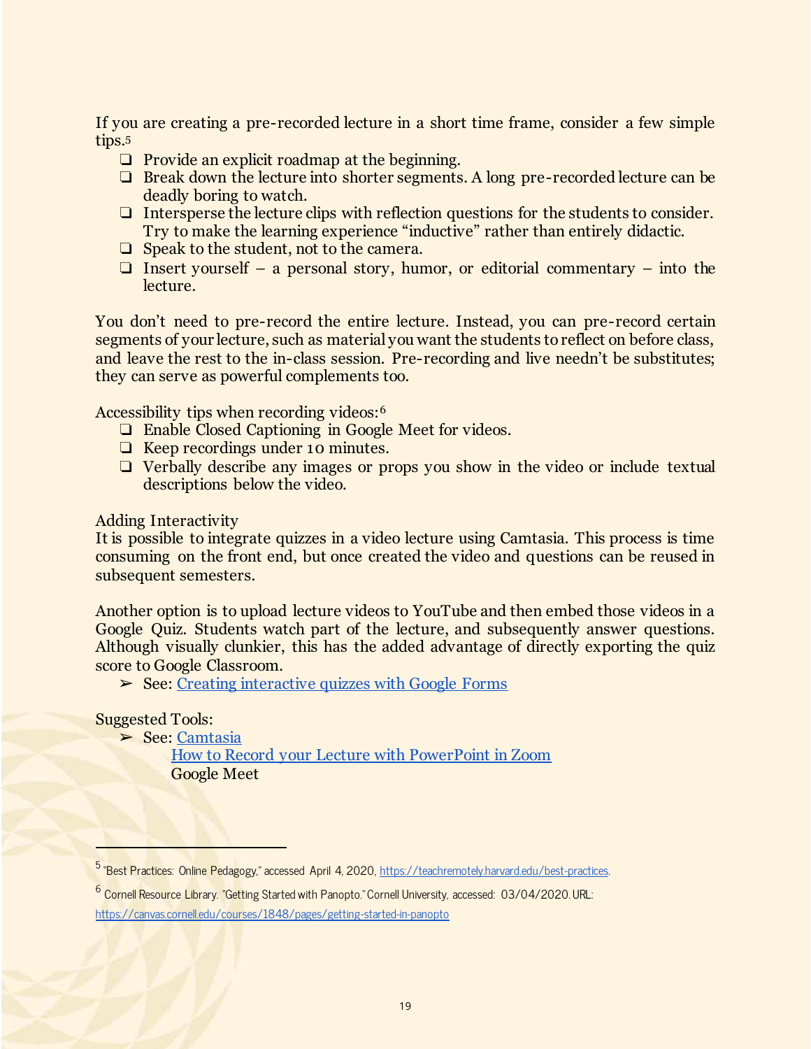If you are creating a pre-recorded lecture in a short time frame, consider a few simple tips.[5]

- ❏ Provide an explicit roadmap at the beginning.
- ❏ Break down the lecture into shorter segments. A long pre-recorded lecture can be deadly boring to watch.
- ❏ Intersperse the lecture clips with reflection questions for the students to consider. Try to make the learning experience "inductive" rather than entirely didactic.
- ❏ Speak to the student, not to the camera.
- ❏ Insert yourself – a personal story, humor, or editorial commentary – into the lecture.

You don't need to pre-record the entire lecture. Instead, you can pre-record certain segments of your lecture, such as material you want the students to reflect on before class, and leave the rest to the in-class session. Pre-recording and live needn't be substitutes; they can serve as powerful complements too.

Accessibility tips when recording videos:[6]

- ❏ Enable Closed Captioning in Google Meet for videos.
- ❏ Keep recordings under 10 minutes.
- ❏ Verbally describe any images or props you show in the video or include textual descriptions below the video.

Adding Interactivity

It is possible to integrate quizzes in a video lecture using Camtasia. This process is time consuming on the front end, but once created the video and questions can be reused in subsequent semesters.

Another option is to upload lecture videos to YouTube and then embed those videos in a Google Quiz. Students watch part of the lecture, and subsequently answer questions. Although visually clunkier, this has the added advantage of directly exporting the quiz score to Google Classroom.

- ➢ See: Creating interactive quizzes with Google Forms

Suggested Tools:

- ➢ See: Camtasia
  How to Record your Lecture with PowerPoint in Zoom
  Google Meet

---

[5] "Best Practices: Online Pedagogy," accessed April 4, 2020, https://teachremotely.harvard.edu/best-practices.

[6] Cornell Resource Library. "Getting Started with Panopto." Cornell University, accessed: 03/04/2020. URL: https://canvas.cornell.edu/courses/1848/pages/getting-started-in-panopto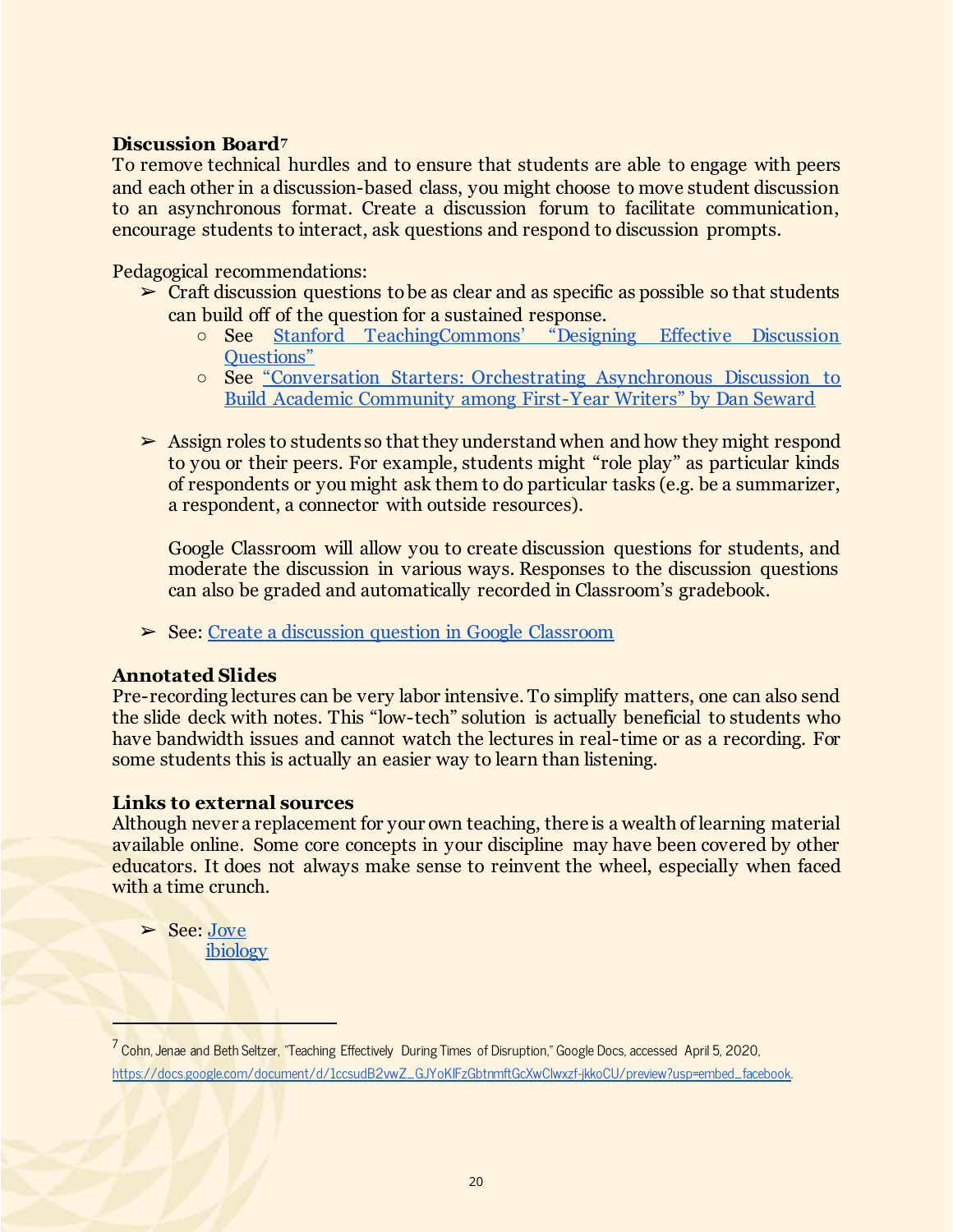### Discussion Board[7]

To remove technical hurdles and to ensure that students are able to engage with peers and each other in a discussion-based class, you might choose to move student discussion to an asynchronous format. Create a discussion forum to facilitate communication, encourage students to interact, ask questions and respond to discussion prompts.

Pedagogical recommendations:

- ➢ Craft discussion questions to be as clear and as specific as possible so that students can build off of the question for a sustained response.
  - See Stanford TeachingCommons' "Designing Effective Discussion Questions"
  - See "Conversation Starters: Orchestrating Asynchronous Discussion to Build Academic Community among First-Year Writers" by Dan Seward

- ➢ Assign roles to students so that they understand when and how they might respond to you or their peers. For example, students might "role play" as particular kinds of respondents or you might ask them to do particular tasks (e.g. be a summarizer, a respondent, a connector with outside resources).

  Google Classroom will allow you to create discussion questions for students, and moderate the discussion in various ways. Responses to the discussion questions can also be graded and automatically recorded in Classroom's gradebook.

- ➢ See: Create a discussion question in Google Classroom

### Annotated Slides

Pre-recording lectures can be very labor intensive. To simplify matters, one can also send the slide deck with notes. This "low-tech" solution is actually beneficial to students who have bandwidth issues and cannot watch the lectures in real-time or as a recording. For some students this is actually an easier way to learn than listening.

### Links to external sources

Although never a replacement for your own teaching, there is a wealth of learning material available online. Some core concepts in your discipline may have been covered by other educators. It does not always make sense to reinvent the wheel, especially when faced with a time crunch.

- ➢ See: Jove
  ibiology

---

[7] Cohn, Jenae and Beth Seltzer, "Teaching Effectively During Times of Disruption," Google Docs, accessed April 5, 2020, https://docs.google.com/document/d/1ccsudB2vwZ_GJYoKlFzGbtnmftGcXwClwxzf-jkkoCU/preview?usp=embed_facebook.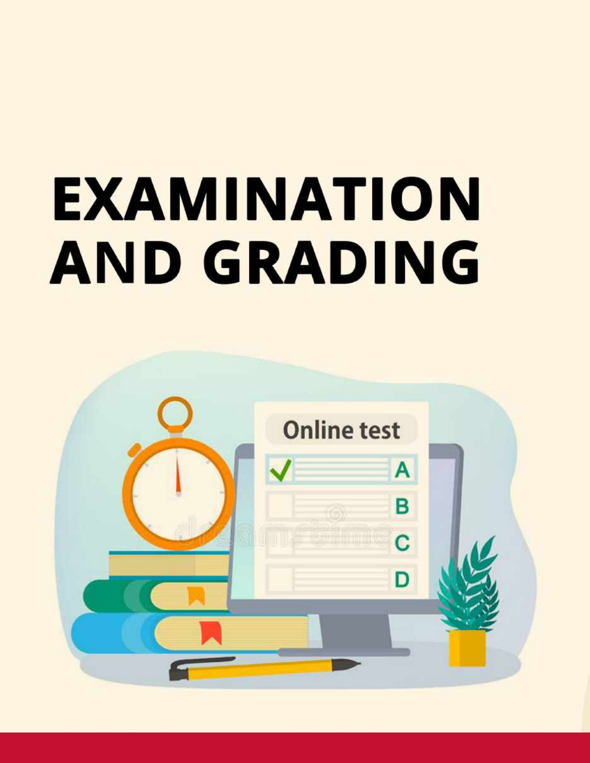# EXAMINATION AND GRADING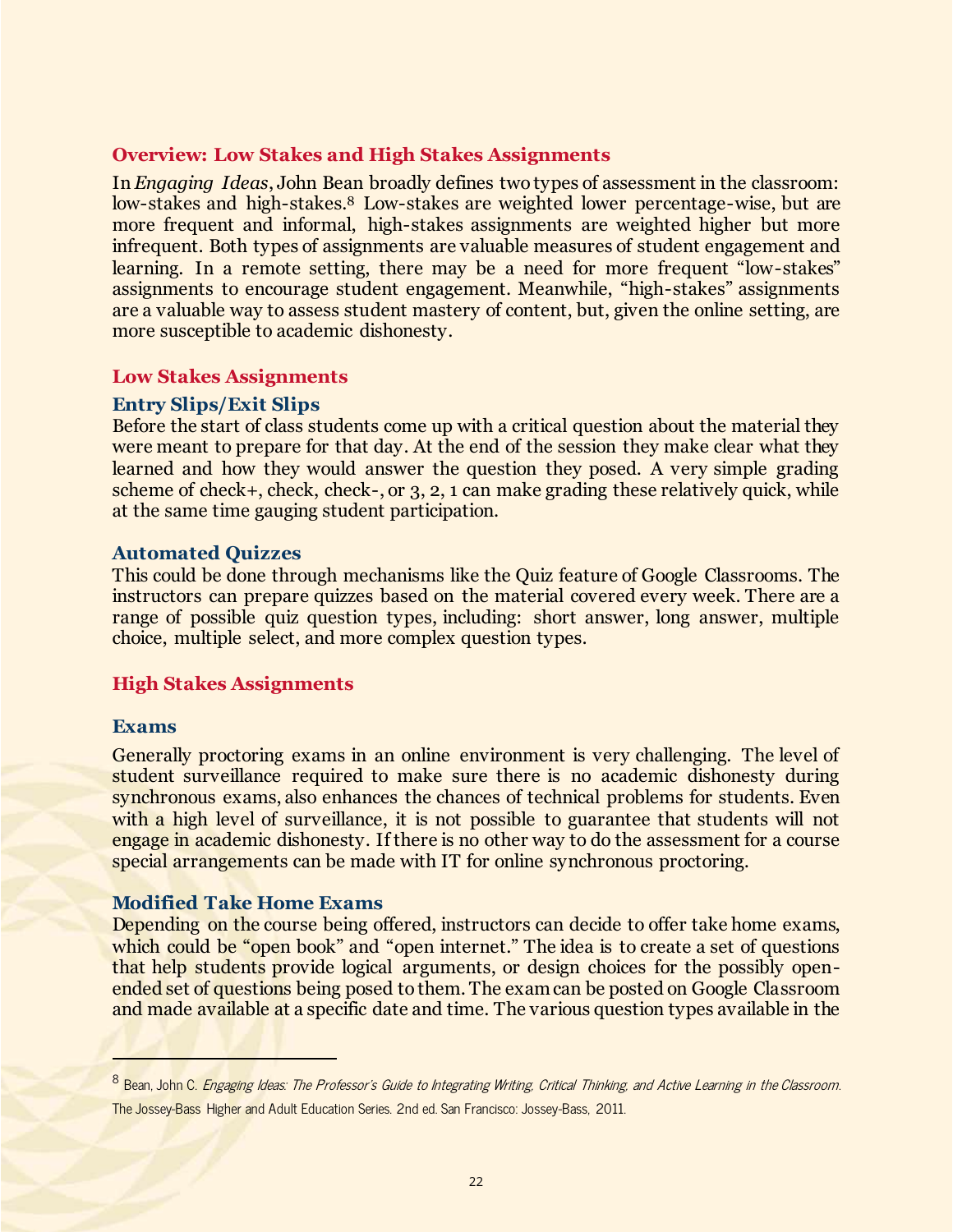## Overview: Low Stakes and High Stakes Assignments

In *Engaging Ideas*, John Bean broadly defines two types of assessment in the classroom: low-stakes and high-stakes.[8] Low-stakes are weighted lower percentage-wise, but are more frequent and informal, high-stakes assignments are weighted higher but more infrequent. Both types of assignments are valuable measures of student engagement and learning. In a remote setting, there may be a need for more frequent "low-stakes" assignments to encourage student engagement. Meanwhile, "high-stakes" assignments are a valuable way to assess student mastery of content, but, given the online setting, are more susceptible to academic dishonesty.

## Low Stakes Assignments

### Entry Slips/Exit Slips

Before the start of class students come up with a critical question about the material they were meant to prepare for that day. At the end of the session they make clear what they learned and how they would answer the question they posed. A very simple grading scheme of check+, check, check-, or 3, 2, 1 can make grading these relatively quick, while at the same time gauging student participation.

### Automated Quizzes

This could be done through mechanisms like the Quiz feature of Google Classrooms. The instructors can prepare quizzes based on the material covered every week. There are a range of possible quiz question types, including: short answer, long answer, multiple choice, multiple select, and more complex question types.

## High Stakes Assignments

### Exams

Generally proctoring exams in an online environment is very challenging. The level of student surveillance required to make sure there is no academic dishonesty during synchronous exams, also enhances the chances of technical problems for students. Even with a high level of surveillance, it is not possible to guarantee that students will not engage in academic dishonesty. If there is no other way to do the assessment for a course special arrangements can be made with IT for online synchronous proctoring.

### Modified Take Home Exams

Depending on the course being offered, instructors can decide to offer take home exams, which could be "open book" and "open internet." The idea is to create a set of questions that help students provide logical arguments, or design choices for the possibly open-ended set of questions being posed to them. The exam can be posted on Google Classroom and made available at a specific date and time. The various question types available in the

---

[8] Bean, John C. *Engaging Ideas: The Professor's Guide to Integrating Writing, Critical Thinking, and Active Learning in the Classroom*. The Jossey-Bass Higher and Adult Education Series. 2nd ed. San Francisco: Jossey-Bass, 2011.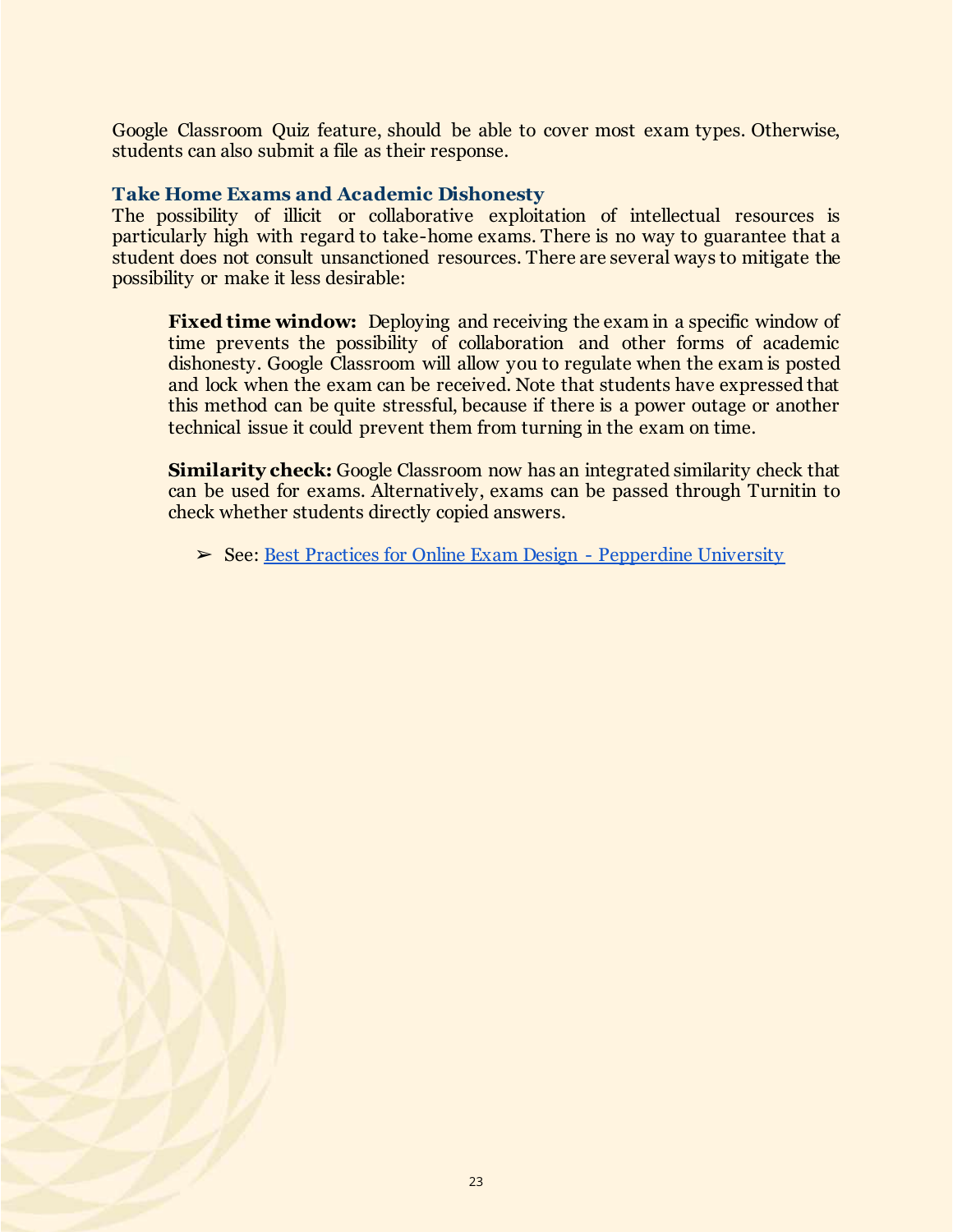Google Classroom Quiz feature, should be able to cover most exam types. Otherwise, students can also submit a file as their response.

### Take Home Exams and Academic Dishonesty

The possibility of illicit or collaborative exploitation of intellectual resources is particularly high with regard to take-home exams. There is no way to guarantee that a student does not consult unsanctioned resources. There are several ways to mitigate the possibility or make it less desirable:

**Fixed time window:** Deploying and receiving the exam in a specific window of time prevents the possibility of collaboration and other forms of academic dishonesty. Google Classroom will allow you to regulate when the exam is posted and lock when the exam can be received. Note that students have expressed that this method can be quite stressful, because if there is a power outage or another technical issue it could prevent them from turning in the exam on time.

**Similarity check:** Google Classroom now has an integrated similarity check that can be used for exams. Alternatively, exams can be passed through Turnitin to check whether students directly copied answers.

- ➢ See: Best Practices for Online Exam Design - Pepperdine University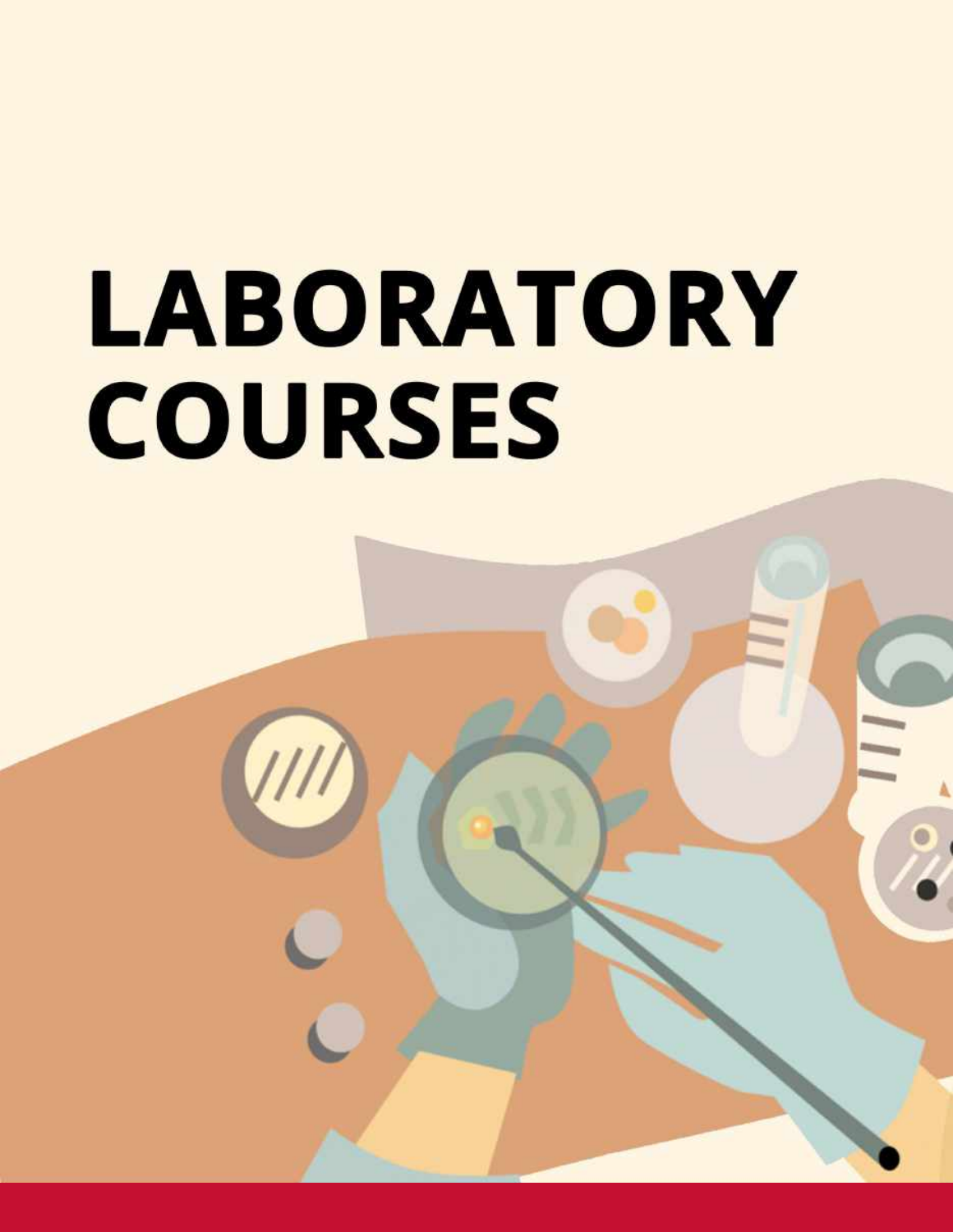# LABORATORY COURSES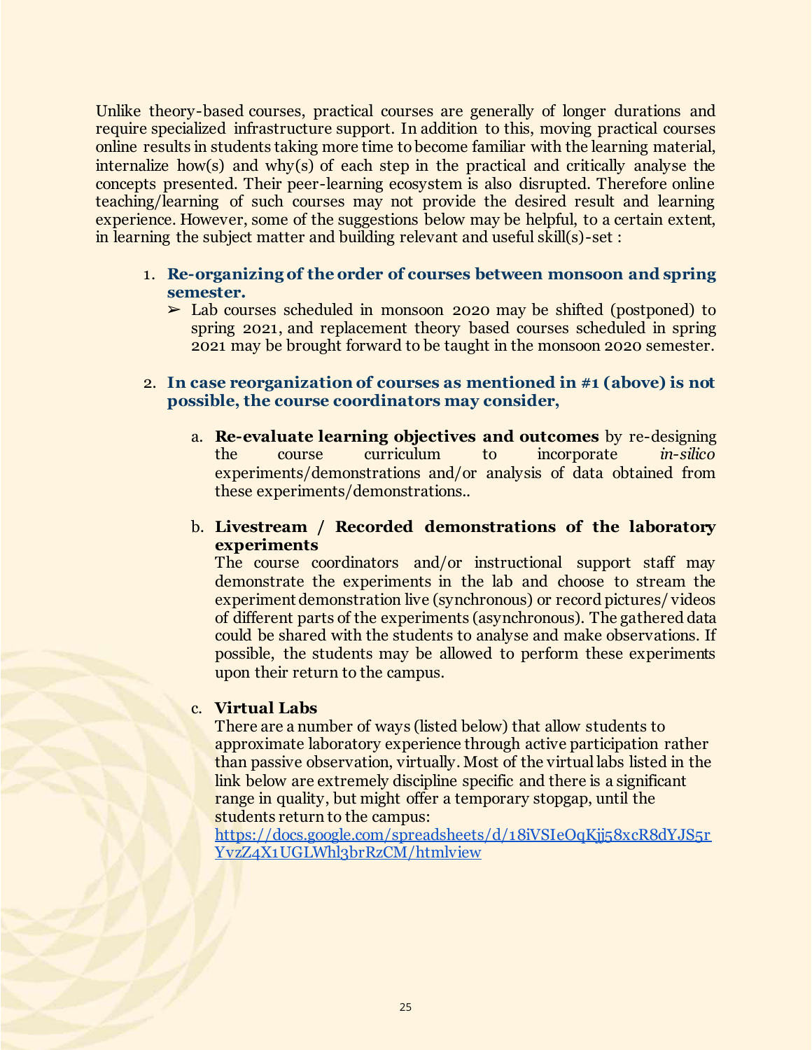Unlike theory-based courses, practical courses are generally of longer durations and require specialized infrastructure support. In addition to this, moving practical courses online results in students taking more time to become familiar with the learning material, internalize how(s) and why(s) of each step in the practical and critically analyse the concepts presented. Their peer-learning ecosystem is also disrupted. Therefore online teaching/learning of such courses may not provide the desired result and learning experience. However, some of the suggestions below may be helpful, to a certain extent, in learning the subject matter and building relevant and useful skill(s)-set :

1. **Re-organizing of the order of courses between monsoon and spring semester.**
   - ➢ Lab courses scheduled in monsoon 2020 may be shifted (postponed) to spring 2021, and replacement theory based courses scheduled in spring 2021 may be brought forward to be taught in the monsoon 2020 semester.

2. **In case reorganization of courses as mentioned in #1 (above) is not possible, the course coordinators may consider,**

   a. **Re-evaluate learning objectives and outcomes** by re-designing the course curriculum to incorporate *in-silico* experiments/demonstrations and/or analysis of data obtained from these experiments/demonstrations..

   b. **Livestream / Recorded demonstrations of the laboratory experiments**
   The course coordinators and/or instructional support staff may demonstrate the experiments in the lab and choose to stream the experiment demonstration live (synchronous) or record pictures/ videos of different parts of the experiments (asynchronous). The gathered data could be shared with the students to analyse and make observations. If possible, the students may be allowed to perform these experiments upon their return to the campus.

   c. **Virtual Labs**
   There are a number of ways (listed below) that allow students to approximate laboratory experience through active participation rather than passive observation, virtually. Most of the virtual labs listed in the link below are extremely discipline specific and there is a significant range in quality, but might offer a temporary stopgap, until the students return to the campus:
   https://docs.google.com/spreadsheets/d/18iVSIeOqKjj58xcR8dYJS5rYvzZ4X1UGLWhl3brRzCM/htmlview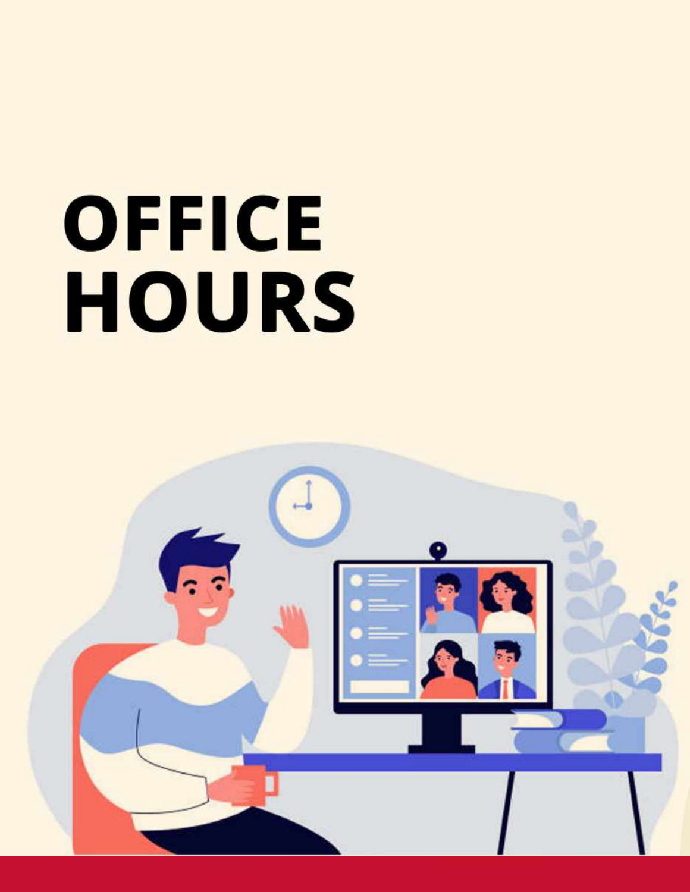# OFFICE HOURS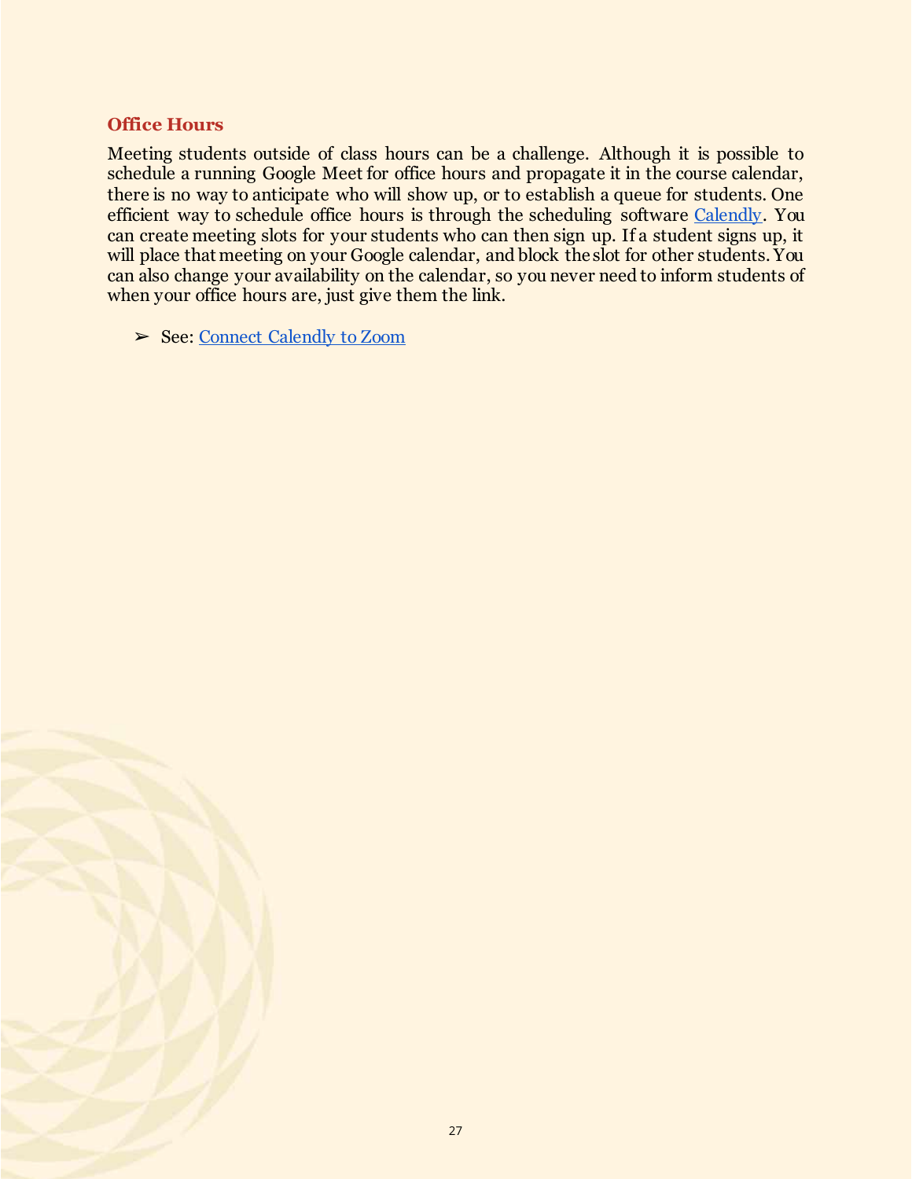## Office Hours

Meeting students outside of class hours can be a challenge. Although it is possible to schedule a running Google Meet for office hours and propagate it in the course calendar, there is no way to anticipate who will show up, or to establish a queue for students. One efficient way to schedule office hours is through the scheduling software Calendly. You can create meeting slots for your students who can then sign up. If a student signs up, it will place that meeting on your Google calendar, and block the slot for other students. You can also change your availability on the calendar, so you never need to inform students of when your office hours are, just give them the link.

➢ See: Connect Calendly to Zoom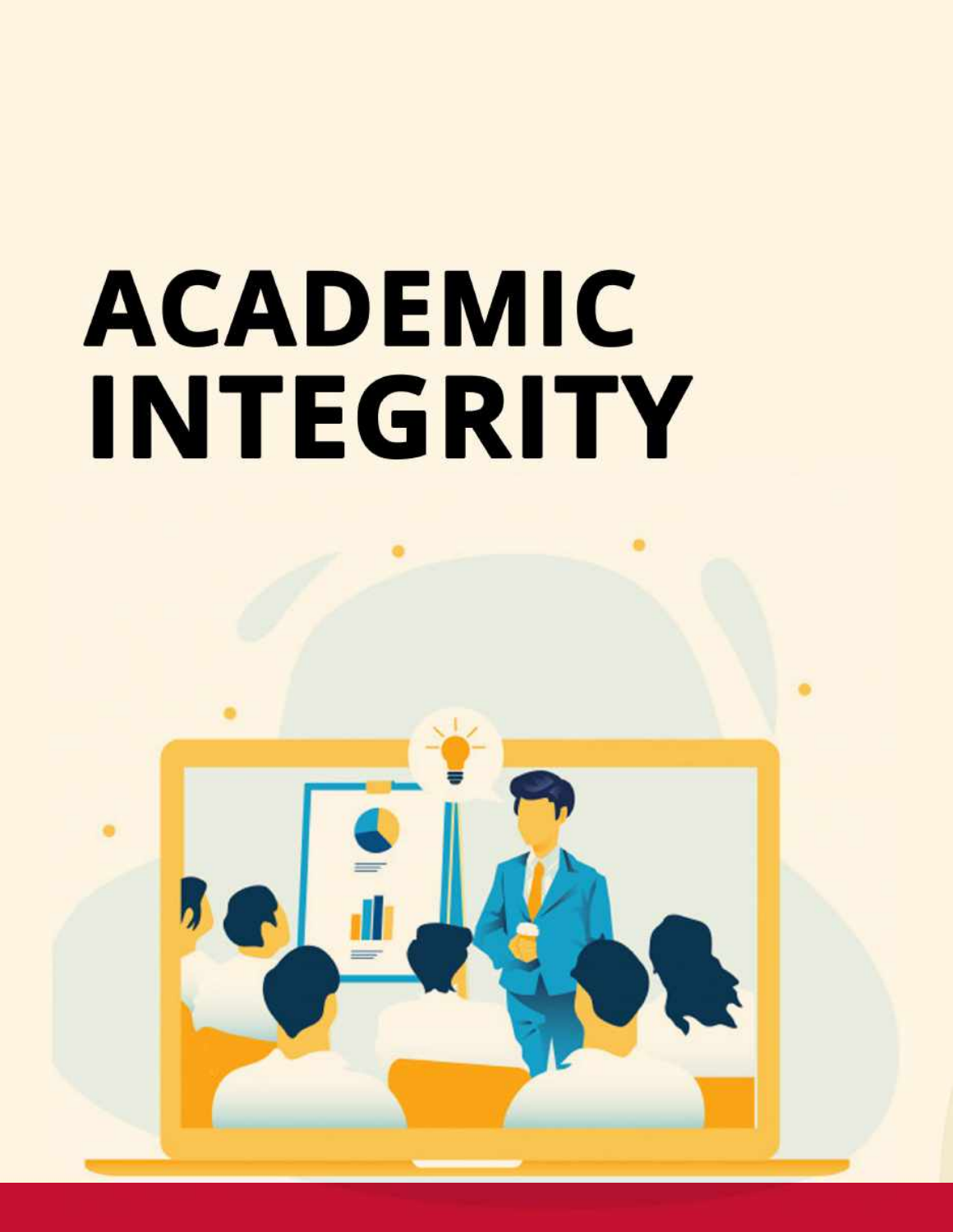# ACADEMIC INTEGRITY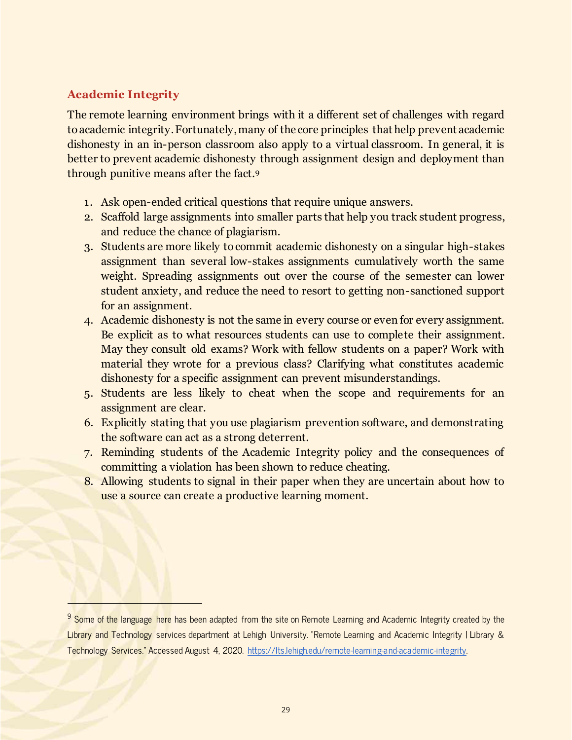## Academic Integrity

The remote learning environment brings with it a different set of challenges with regard to academic integrity. Fortunately, many of the core principles that help prevent academic dishonesty in an in-person classroom also apply to a virtual classroom. In general, it is better to prevent academic dishonesty through assignment design and deployment than through punitive means after the fact.[9]

1. Ask open-ended critical questions that require unique answers.
2. Scaffold large assignments into smaller parts that help you track student progress, and reduce the chance of plagiarism.
3. Students are more likely to commit academic dishonesty on a singular high-stakes assignment than several low-stakes assignments cumulatively worth the same weight. Spreading assignments out over the course of the semester can lower student anxiety, and reduce the need to resort to getting non-sanctioned support for an assignment.
4. Academic dishonesty is not the same in every course or even for every assignment. Be explicit as to what resources students can use to complete their assignment. May they consult old exams? Work with fellow students on a paper? Work with material they wrote for a previous class? Clarifying what constitutes academic dishonesty for a specific assignment can prevent misunderstandings.
5. Students are less likely to cheat when the scope and requirements for an assignment are clear.
6. Explicitly stating that you use plagiarism prevention software, and demonstrating the software can act as a strong deterrent.
7. Reminding students of the Academic Integrity policy and the consequences of committing a violation has been shown to reduce cheating.
8. Allowing students to signal in their paper when they are uncertain about how to use a source can create a productive learning moment.

---

[9] Some of the language here has been adapted from the site on Remote Learning and Academic Integrity created by the Library and Technology services department at Lehigh University. "Remote Learning and Academic Integrity | Library & Technology Services." Accessed August 4, 2020. https://lts.lehigh.edu/remote-learning-and-academic-integrity.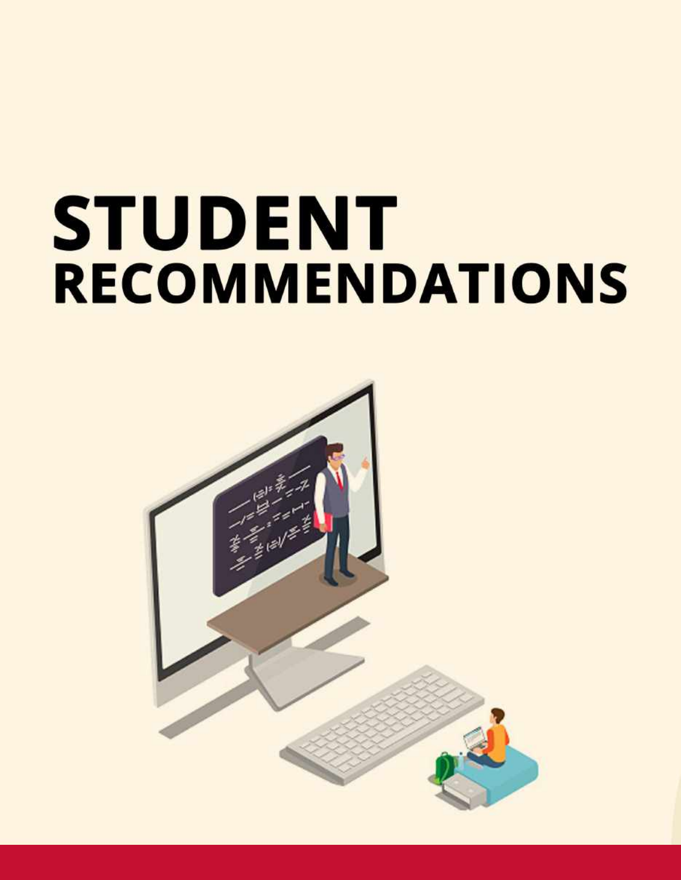# STUDENT RECOMMENDATIONS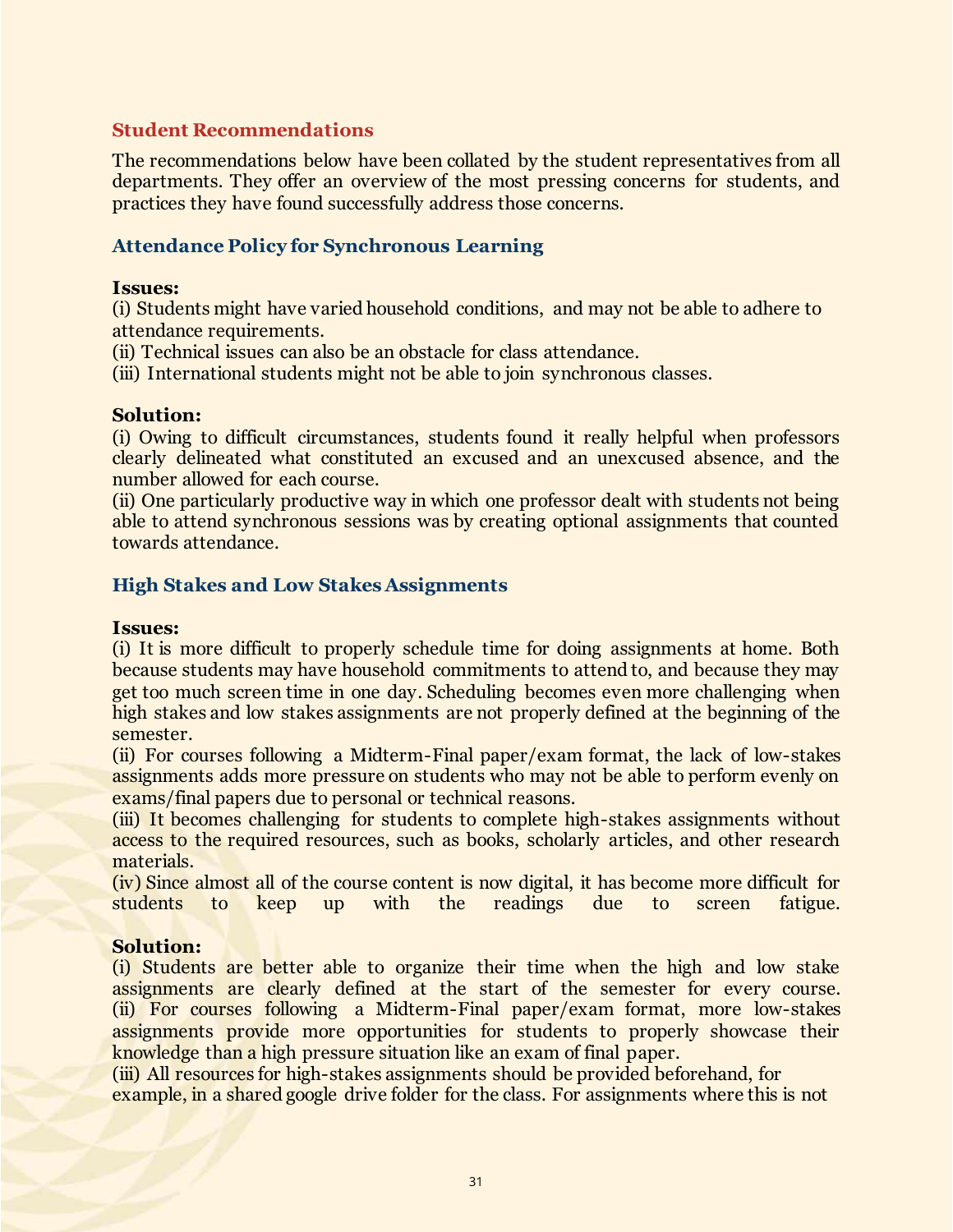## Student Recommendations

The recommendations below have been collated by the student representatives from all departments. They offer an overview of the most pressing concerns for students, and practices they have found successfully address those concerns.

### Attendance Policy for Synchronous Learning

**Issues:**

(i) Students might have varied household conditions, and may not be able to adhere to attendance requirements.

(ii) Technical issues can also be an obstacle for class attendance.

(iii) International students might not be able to join synchronous classes.

**Solution:**

(i) Owing to difficult circumstances, students found it really helpful when professors clearly delineated what constituted an excused and an unexcused absence, and the number allowed for each course.

(ii) One particularly productive way in which one professor dealt with students not being able to attend synchronous sessions was by creating optional assignments that counted towards attendance.

### High Stakes and Low Stakes Assignments

**Issues:**

(i) It is more difficult to properly schedule time for doing assignments at home. Both because students may have household commitments to attend to, and because they may get too much screen time in one day. Scheduling becomes even more challenging when high stakes and low stakes assignments are not properly defined at the beginning of the semester.

(ii) For courses following a Midterm-Final paper/exam format, the lack of low-stakes assignments adds more pressure on students who may not be able to perform evenly on exams/final papers due to personal or technical reasons.

(iii) It becomes challenging for students to complete high-stakes assignments without access to the required resources, such as books, scholarly articles, and other research materials.

(iv) Since almost all of the course content is now digital, it has become more difficult for students to keep up with the readings due to screen fatigue.

**Solution:**

(i) Students are better able to organize their time when the high and low stake assignments are clearly defined at the start of the semester for every course.

(ii) For courses following a Midterm-Final paper/exam format, more low-stakes assignments provide more opportunities for students to properly showcase their knowledge than a high pressure situation like an exam of final paper.

(iii) All resources for high-stakes assignments should be provided beforehand, for example, in a shared google drive folder for the class. For assignments where this is not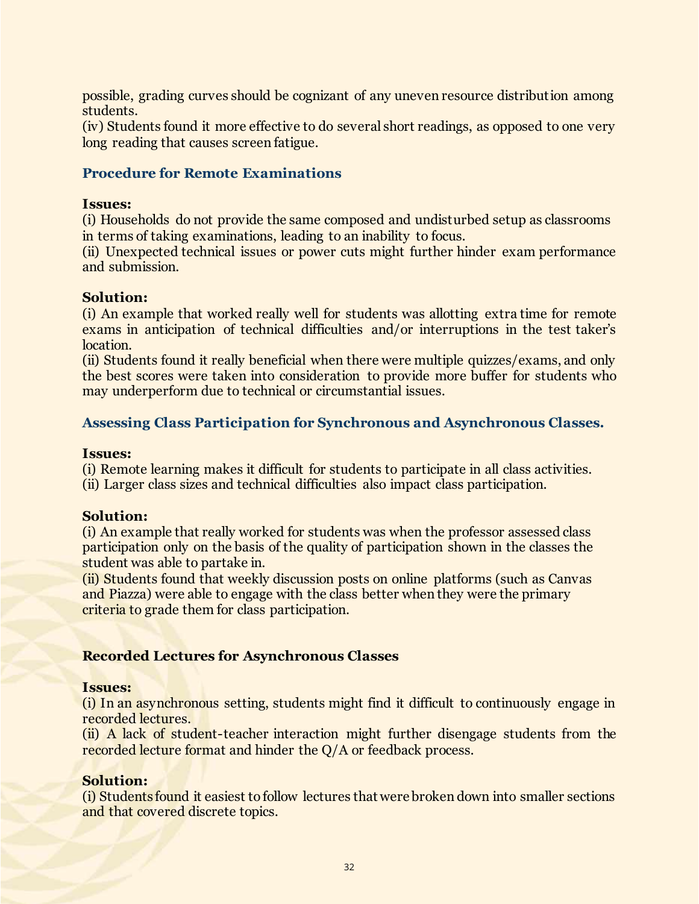possible, grading curves should be cognizant of any uneven resource distribution among students.

(iv) Students found it more effective to do several short readings, as opposed to one very long reading that causes screen fatigue.

### Procedure for Remote Examinations

**Issues:**

(i) Households do not provide the same composed and undisturbed setup as classrooms in terms of taking examinations, leading to an inability to focus.

(ii) Unexpected technical issues or power cuts might further hinder exam performance and submission.

**Solution:**

(i) An example that worked really well for students was allotting extra time for remote exams in anticipation of technical difficulties and/or interruptions in the test taker's location.

(ii) Students found it really beneficial when there were multiple quizzes/exams, and only the best scores were taken into consideration to provide more buffer for students who may underperform due to technical or circumstantial issues.

### Assessing Class Participation for Synchronous and Asynchronous Classes.

**Issues:**

(i) Remote learning makes it difficult for students to participate in all class activities.

(ii) Larger class sizes and technical difficulties also impact class participation.

**Solution:**

(i) An example that really worked for students was when the professor assessed class participation only on the basis of the quality of participation shown in the classes the student was able to partake in.

(ii) Students found that weekly discussion posts on online platforms (such as Canvas and Piazza) were able to engage with the class better when they were the primary criteria to grade them for class participation.

### Recorded Lectures for Asynchronous Classes

**Issues:**

(i) In an asynchronous setting, students might find it difficult to continuously engage in recorded lectures.

(ii) A lack of student-teacher interaction might further disengage students from the recorded lecture format and hinder the Q/A or feedback process.

**Solution:**

(i) Students found it easiest to follow lectures that were broken down into smaller sections and that covered discrete topics.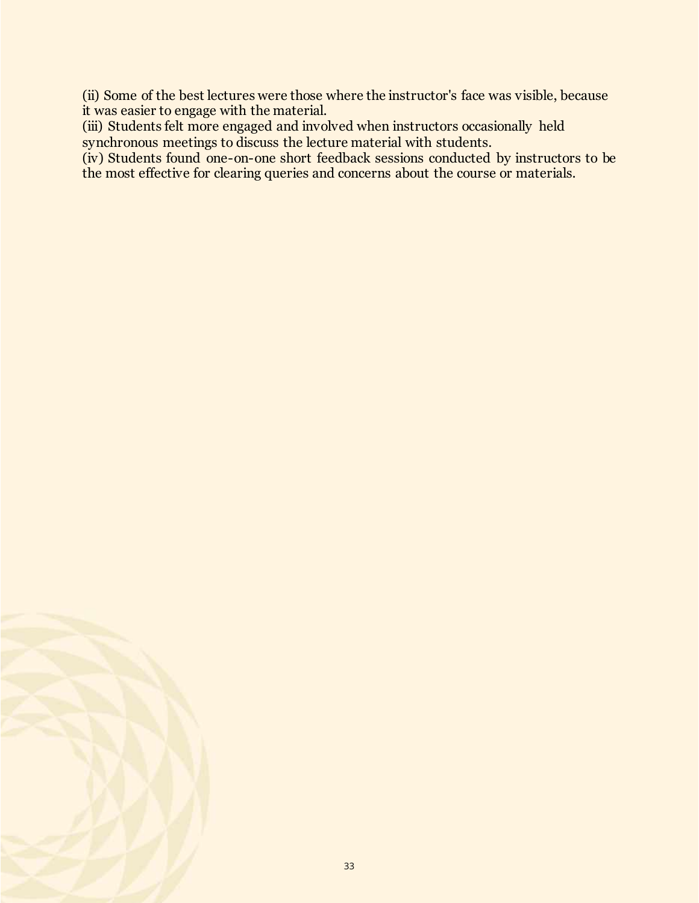(ii) Some of the best lectures were those where the instructor's face was visible, because it was easier to engage with the material.
(iii) Students felt more engaged and involved when instructors occasionally held synchronous meetings to discuss the lecture material with students.
(iv) Students found one-on-one short feedback sessions conducted by instructors to be the most effective for clearing queries and concerns about the course or materials.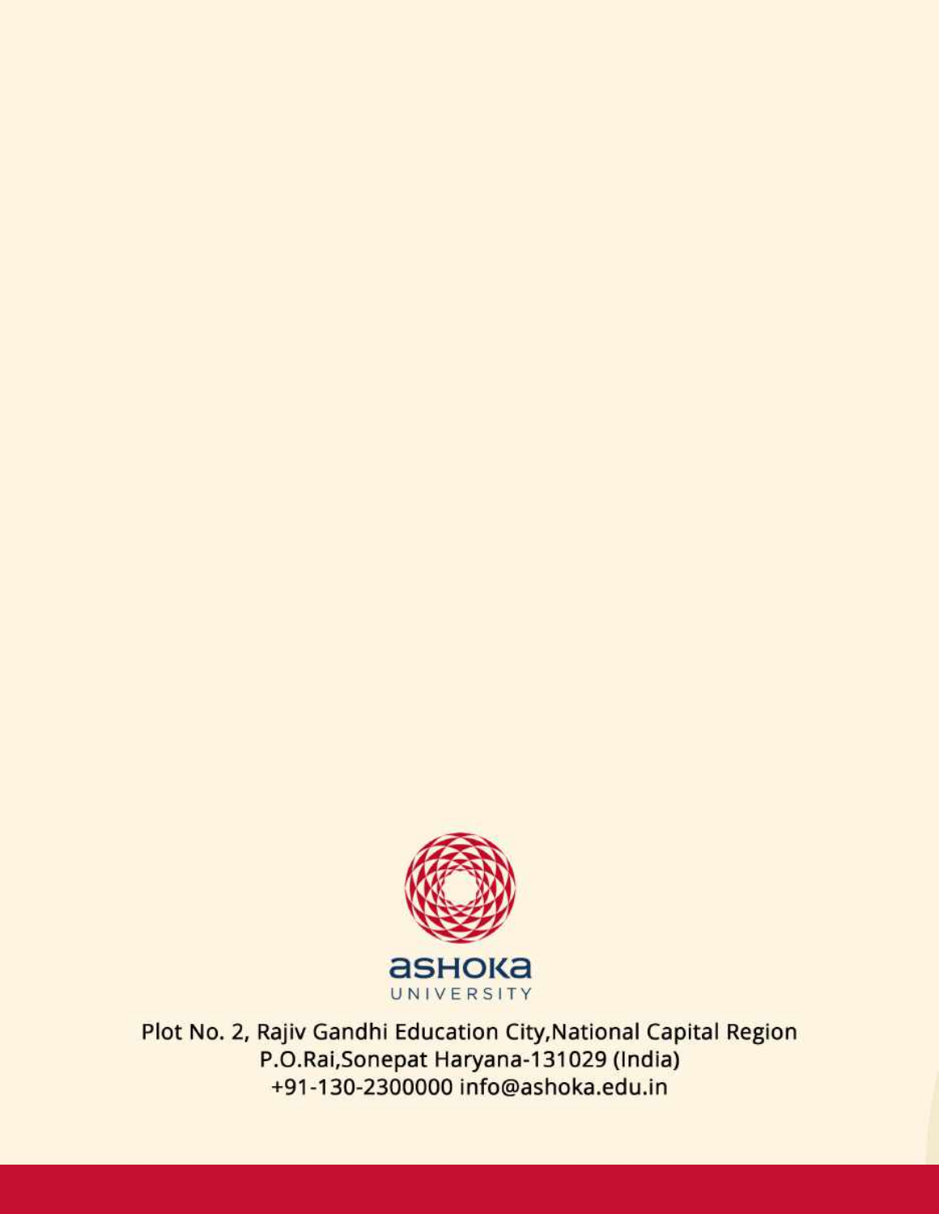ashoka
UNIVERSITY

Plot No. 2, Rajiv Gandhi Education City,National Capital Region
P.O.Rai,Sonepat Haryana-131029 (India)
+91-130-2300000 info@ashoka.edu.in